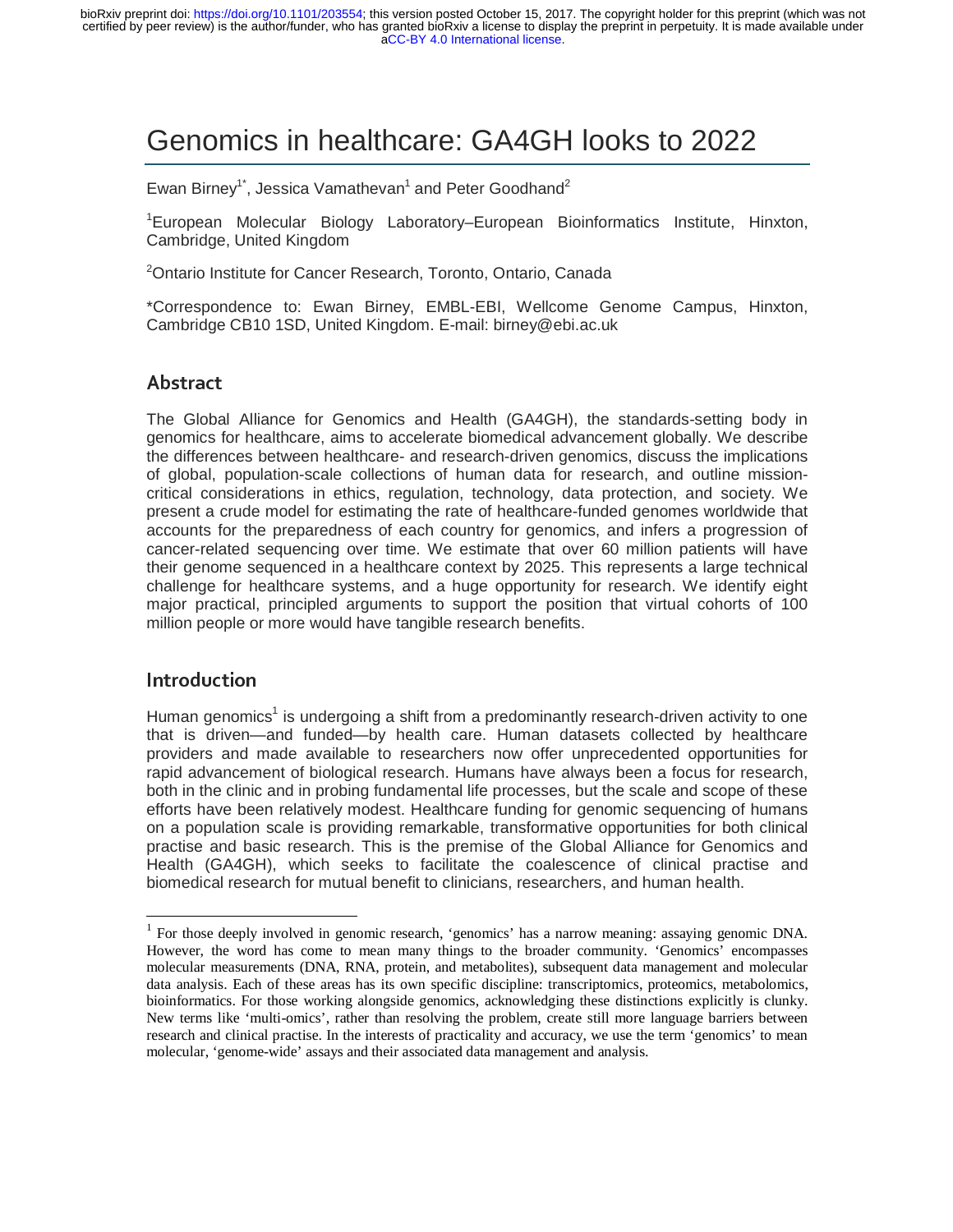# Genomics in healthcare: GA4GH looks to 2022

Ewan Birney[1*], Jessica Vamathevan[1] and Peter Goodhand[2]

[1]European Molecular Biology Laboratory–European Bioinformatics Institute, Hinxton, Cambridge, United Kingdom

[2]Ontario Institute for Cancer Research, Toronto, Ontario, Canada

*Correspondence to: Ewan Birney, EMBL-EBI, Wellcome Genome Campus, Hinxton, Cambridge CB10 1SD, United Kingdom. E-mail: birney@ebi.ac.uk

## Abstract

The Global Alliance for Genomics and Health (GA4GH), the standards-setting body in genomics for healthcare, aims to accelerate biomedical advancement globally. We describe the differences between healthcare- and research-driven genomics, discuss the implications of global, population-scale collections of human data for research, and outline mission-critical considerations in ethics, regulation, technology, data protection, and society. We present a crude model for estimating the rate of healthcare-funded genomes worldwide that accounts for the preparedness of each country for genomics, and infers a progression of cancer-related sequencing over time. We estimate that over 60 million patients will have their genome sequenced in a healthcare context by 2025. This represents a large technical challenge for healthcare systems, and a huge opportunity for research. We identify eight major practical, principled arguments to support the position that virtual cohorts of 100 million people or more would have tangible research benefits.

## Introduction

Human genomics[1] is undergoing a shift from a predominantly research-driven activity to one that is driven—and funded—by health care. Human datasets collected by healthcare providers and made available to researchers now offer unprecedented opportunities for rapid advancement of biological research. Humans have always been a focus for research, both in the clinic and in probing fundamental life processes, but the scale and scope of these efforts have been relatively modest. Healthcare funding for genomic sequencing of humans on a population scale is providing remarkable, transformative opportunities for both clinical practise and basic research. This is the premise of the Global Alliance for Genomics and Health (GA4GH), which seeks to facilitate the coalescence of clinical practise and biomedical research for mutual benefit to clinicians, researchers, and human health.

[1] For those deeply involved in genomic research, 'genomics' has a narrow meaning: assaying genomic DNA. However, the word has come to mean many things to the broader community. 'Genomics' encompasses molecular measurements (DNA, RNA, protein, and metabolites), subsequent data management and molecular data analysis. Each of these areas has its own specific discipline: transcriptomics, proteomics, metabolomics, bioinformatics. For those working alongside genomics, acknowledging these distinctions explicitly is clunky. New terms like 'multi-omics', rather than resolving the problem, create still more language barriers between research and clinical practise. In the interests of practicality and accuracy, we use the term 'genomics' to mean molecular, 'genome-wide' assays and their associated data management and analysis.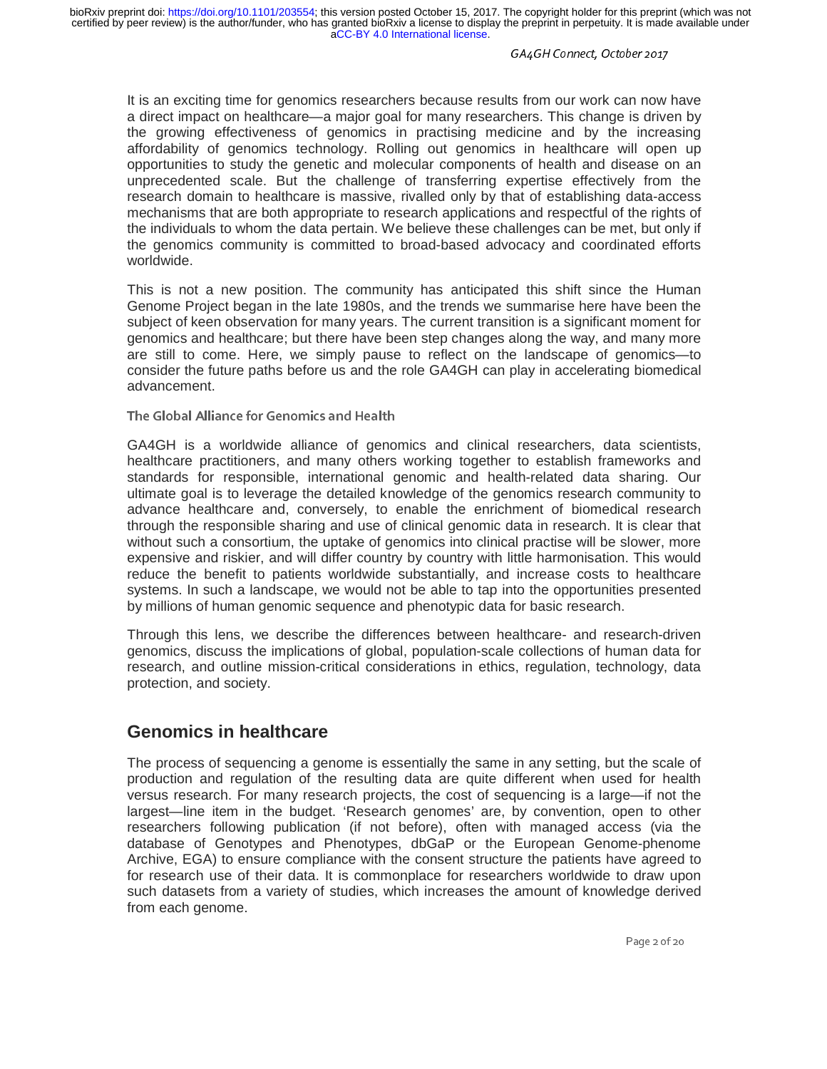It is an exciting time for genomics researchers because results from our work can now have a direct impact on healthcare—a major goal for many researchers. This change is driven by the growing effectiveness of genomics in practising medicine and by the increasing affordability of genomics technology. Rolling out genomics in healthcare will open up opportunities to study the genetic and molecular components of health and disease on an unprecedented scale. But the challenge of transferring expertise effectively from the research domain to healthcare is massive, rivalled only by that of establishing data-access mechanisms that are both appropriate to research applications and respectful of the rights of the individuals to whom the data pertain. We believe these challenges can be met, but only if the genomics community is committed to broad-based advocacy and coordinated efforts worldwide.

This is not a new position. The community has anticipated this shift since the Human Genome Project began in the late 1980s, and the trends we summarise here have been the subject of keen observation for many years. The current transition is a significant moment for genomics and healthcare; but there have been step changes along the way, and many more are still to come. Here, we simply pause to reflect on the landscape of genomics—to consider the future paths before us and the role GA4GH can play in accelerating biomedical advancement.

### The Global Alliance for Genomics and Health

GA4GH is a worldwide alliance of genomics and clinical researchers, data scientists, healthcare practitioners, and many others working together to establish frameworks and standards for responsible, international genomic and health-related data sharing. Our ultimate goal is to leverage the detailed knowledge of the genomics research community to advance healthcare and, conversely, to enable the enrichment of biomedical research through the responsible sharing and use of clinical genomic data in research. It is clear that without such a consortium, the uptake of genomics into clinical practise will be slower, more expensive and riskier, and will differ country by country with little harmonisation. This would reduce the benefit to patients worldwide substantially, and increase costs to healthcare systems. In such a landscape, we would not be able to tap into the opportunities presented by millions of human genomic sequence and phenotypic data for basic research.

Through this lens, we describe the differences between healthcare- and research-driven genomics, discuss the implications of global, population-scale collections of human data for research, and outline mission-critical considerations in ethics, regulation, technology, data protection, and society.

## Genomics in healthcare

The process of sequencing a genome is essentially the same in any setting, but the scale of production and regulation of the resulting data are quite different when used for health versus research. For many research projects, the cost of sequencing is a large—if not the largest—line item in the budget. 'Research genomes' are, by convention, open to other researchers following publication (if not before), often with managed access (via the database of Genotypes and Phenotypes, dbGaP or the European Genome-phenome Archive, EGA) to ensure compliance with the consent structure the patients have agreed to for research use of their data. It is commonplace for researchers worldwide to draw upon such datasets from a variety of studies, which increases the amount of knowledge derived from each genome.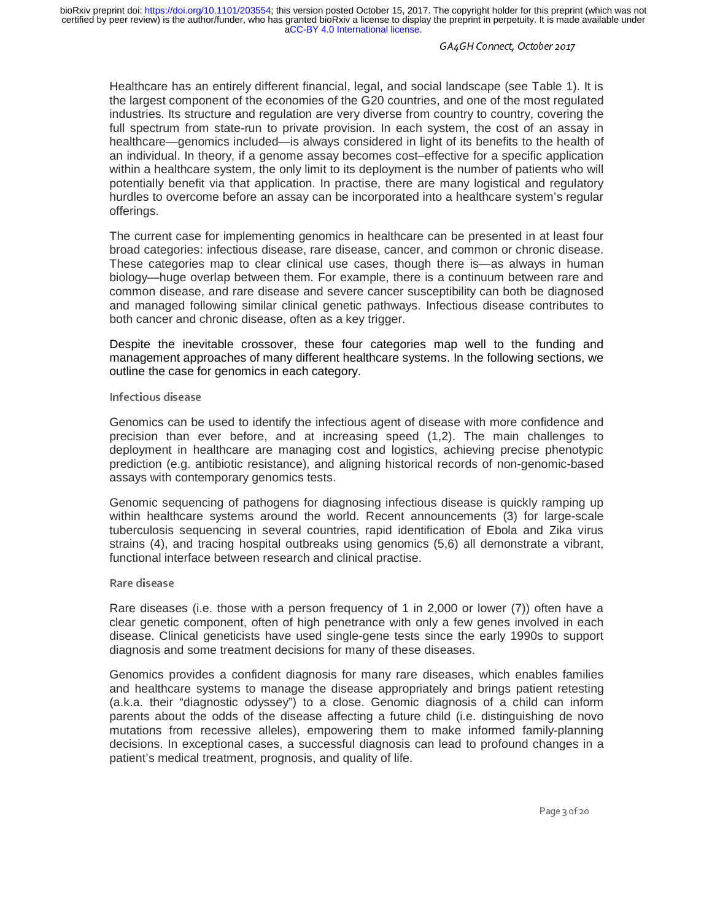Healthcare has an entirely different financial, legal, and social landscape (see Table 1). It is the largest component of the economies of the G20 countries, and one of the most regulated industries. Its structure and regulation are very diverse from country to country, covering the full spectrum from state-run to private provision. In each system, the cost of an assay in healthcare—genomics included—is always considered in light of its benefits to the health of an individual. In theory, if a genome assay becomes cost–effective for a specific application within a healthcare system, the only limit to its deployment is the number of patients who will potentially benefit via that application. In practise, there are many logistical and regulatory hurdles to overcome before an assay can be incorporated into a healthcare system's regular offerings.

The current case for implementing genomics in healthcare can be presented in at least four broad categories: infectious disease, rare disease, cancer, and common or chronic disease. These categories map to clear clinical use cases, though there is—as always in human biology—huge overlap between them. For example, there is a continuum between rare and common disease, and rare disease and severe cancer susceptibility can both be diagnosed and managed following similar clinical genetic pathways. Infectious disease contributes to both cancer and chronic disease, often as a key trigger.

Despite the inevitable crossover, these four categories map well to the funding and management approaches of many different healthcare systems. In the following sections, we outline the case for genomics in each category.

### Infectious disease

Genomics can be used to identify the infectious agent of disease with more confidence and precision than ever before, and at increasing speed (1,2). The main challenges to deployment in healthcare are managing cost and logistics, achieving precise phenotypic prediction (e.g. antibiotic resistance), and aligning historical records of non-genomic-based assays with contemporary genomics tests.

Genomic sequencing of pathogens for diagnosing infectious disease is quickly ramping up within healthcare systems around the world. Recent announcements (3) for large-scale tuberculosis sequencing in several countries, rapid identification of Ebola and Zika virus strains (4), and tracing hospital outbreaks using genomics (5,6) all demonstrate a vibrant, functional interface between research and clinical practise.

### Rare disease

Rare diseases (i.e. those with a person frequency of 1 in 2,000 or lower (7)) often have a clear genetic component, often of high penetrance with only a few genes involved in each disease. Clinical geneticists have used single-gene tests since the early 1990s to support diagnosis and some treatment decisions for many of these diseases.

Genomics provides a confident diagnosis for many rare diseases, which enables families and healthcare systems to manage the disease appropriately and brings patient retesting (a.k.a. their "diagnostic odyssey") to a close. Genomic diagnosis of a child can inform parents about the odds of the disease affecting a future child (i.e. distinguishing de novo mutations from recessive alleles), empowering them to make informed family-planning decisions. In exceptional cases, a successful diagnosis can lead to profound changes in a patient's medical treatment, prognosis, and quality of life.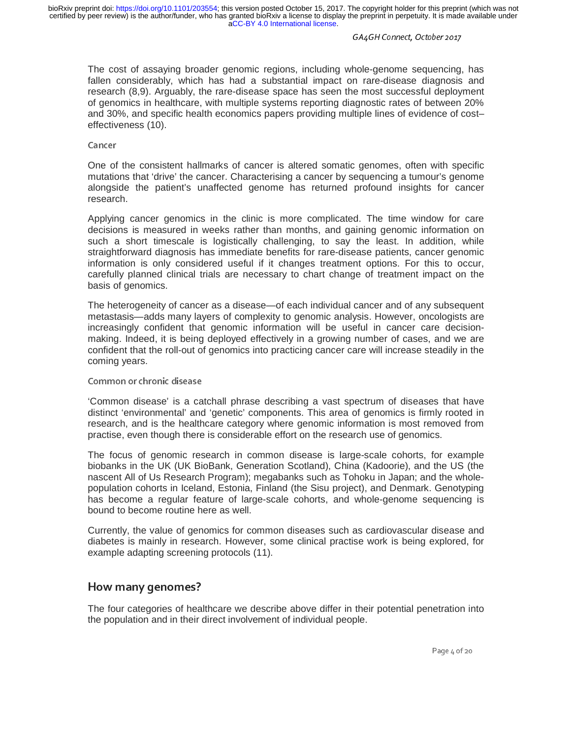The cost of assaying broader genomic regions, including whole-genome sequencing, has fallen considerably, which has had a substantial impact on rare-disease diagnosis and research (8,9). Arguably, the rare-disease space has seen the most successful deployment of genomics in healthcare, with multiple systems reporting diagnostic rates of between 20% and 30%, and specific health economics papers providing multiple lines of evidence of cost–effectiveness (10).

### Cancer

One of the consistent hallmarks of cancer is altered somatic genomes, often with specific mutations that 'drive' the cancer. Characterising a cancer by sequencing a tumour's genome alongside the patient's unaffected genome has returned profound insights for cancer research.

Applying cancer genomics in the clinic is more complicated. The time window for care decisions is measured in weeks rather than months, and gaining genomic information on such a short timescale is logistically challenging, to say the least. In addition, while straightforward diagnosis has immediate benefits for rare-disease patients, cancer genomic information is only considered useful if it changes treatment options. For this to occur, carefully planned clinical trials are necessary to chart change of treatment impact on the basis of genomics.

The heterogeneity of cancer as a disease—of each individual cancer and of any subsequent metastasis—adds many layers of complexity to genomic analysis. However, oncologists are increasingly confident that genomic information will be useful in cancer care decision-making. Indeed, it is being deployed effectively in a growing number of cases, and we are confident that the roll-out of genomics into practicing cancer care will increase steadily in the coming years.

### Common or chronic disease

'Common disease' is a catchall phrase describing a vast spectrum of diseases that have distinct 'environmental' and 'genetic' components. This area of genomics is firmly rooted in research, and is the healthcare category where genomic information is most removed from practise, even though there is considerable effort on the research use of genomics.

The focus of genomic research in common disease is large-scale cohorts, for example biobanks in the UK (UK BioBank, Generation Scotland), China (Kadoorie), and the US (the nascent All of Us Research Program); megabanks such as Tohoku in Japan; and the whole-population cohorts in Iceland, Estonia, Finland (the Sisu project), and Denmark. Genotyping has become a regular feature of large-scale cohorts, and whole-genome sequencing is bound to become routine here as well.

Currently, the value of genomics for common diseases such as cardiovascular disease and diabetes is mainly in research. However, some clinical practise work is being explored, for example adapting screening protocols (11).

## How many genomes?

The four categories of healthcare we describe above differ in their potential penetration into the population and in their direct involvement of individual people.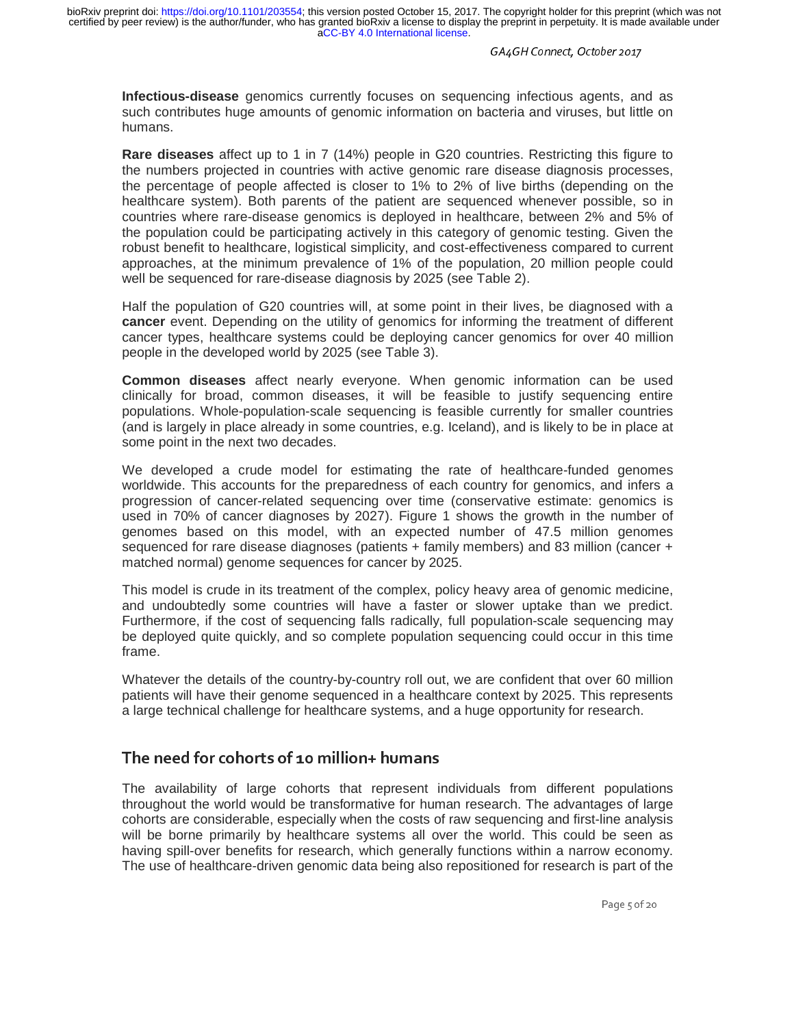**Infectious-disease** genomics currently focuses on sequencing infectious agents, and as such contributes huge amounts of genomic information on bacteria and viruses, but little on humans.

**Rare diseases** affect up to 1 in 7 (14%) people in G20 countries. Restricting this figure to the numbers projected in countries with active genomic rare disease diagnosis processes, the percentage of people affected is closer to 1% to 2% of live births (depending on the healthcare system). Both parents of the patient are sequenced whenever possible, so in countries where rare-disease genomics is deployed in healthcare, between 2% and 5% of the population could be participating actively in this category of genomic testing. Given the robust benefit to healthcare, logistical simplicity, and cost-effectiveness compared to current approaches, at the minimum prevalence of 1% of the population, 20 million people could well be sequenced for rare-disease diagnosis by 2025 (see Table 2).

Half the population of G20 countries will, at some point in their lives, be diagnosed with a **cancer** event. Depending on the utility of genomics for informing the treatment of different cancer types, healthcare systems could be deploying cancer genomics for over 40 million people in the developed world by 2025 (see Table 3).

**Common diseases** affect nearly everyone. When genomic information can be used clinically for broad, common diseases, it will be feasible to justify sequencing entire populations. Whole-population-scale sequencing is feasible currently for smaller countries (and is largely in place already in some countries, e.g. Iceland), and is likely to be in place at some point in the next two decades.

We developed a crude model for estimating the rate of healthcare-funded genomes worldwide. This accounts for the preparedness of each country for genomics, and infers a progression of cancer-related sequencing over time (conservative estimate: genomics is used in 70% of cancer diagnoses by 2027). Figure 1 shows the growth in the number of genomes based on this model, with an expected number of 47.5 million genomes sequenced for rare disease diagnoses (patients + family members) and 83 million (cancer + matched normal) genome sequences for cancer by 2025.

This model is crude in its treatment of the complex, policy heavy area of genomic medicine, and undoubtedly some countries will have a faster or slower uptake than we predict. Furthermore, if the cost of sequencing falls radically, full population-scale sequencing may be deployed quite quickly, and so complete population sequencing could occur in this time frame.

Whatever the details of the country-by-country roll out, we are confident that over 60 million patients will have their genome sequenced in a healthcare context by 2025. This represents a large technical challenge for healthcare systems, and a huge opportunity for research.

## The need for cohorts of 10 million+ humans

The availability of large cohorts that represent individuals from different populations throughout the world would be transformative for human research. The advantages of large cohorts are considerable, especially when the costs of raw sequencing and first-line analysis will be borne primarily by healthcare systems all over the world. This could be seen as having spill-over benefits for research, which generally functions within a narrow economy. The use of healthcare-driven genomic data being also repositioned for research is part of the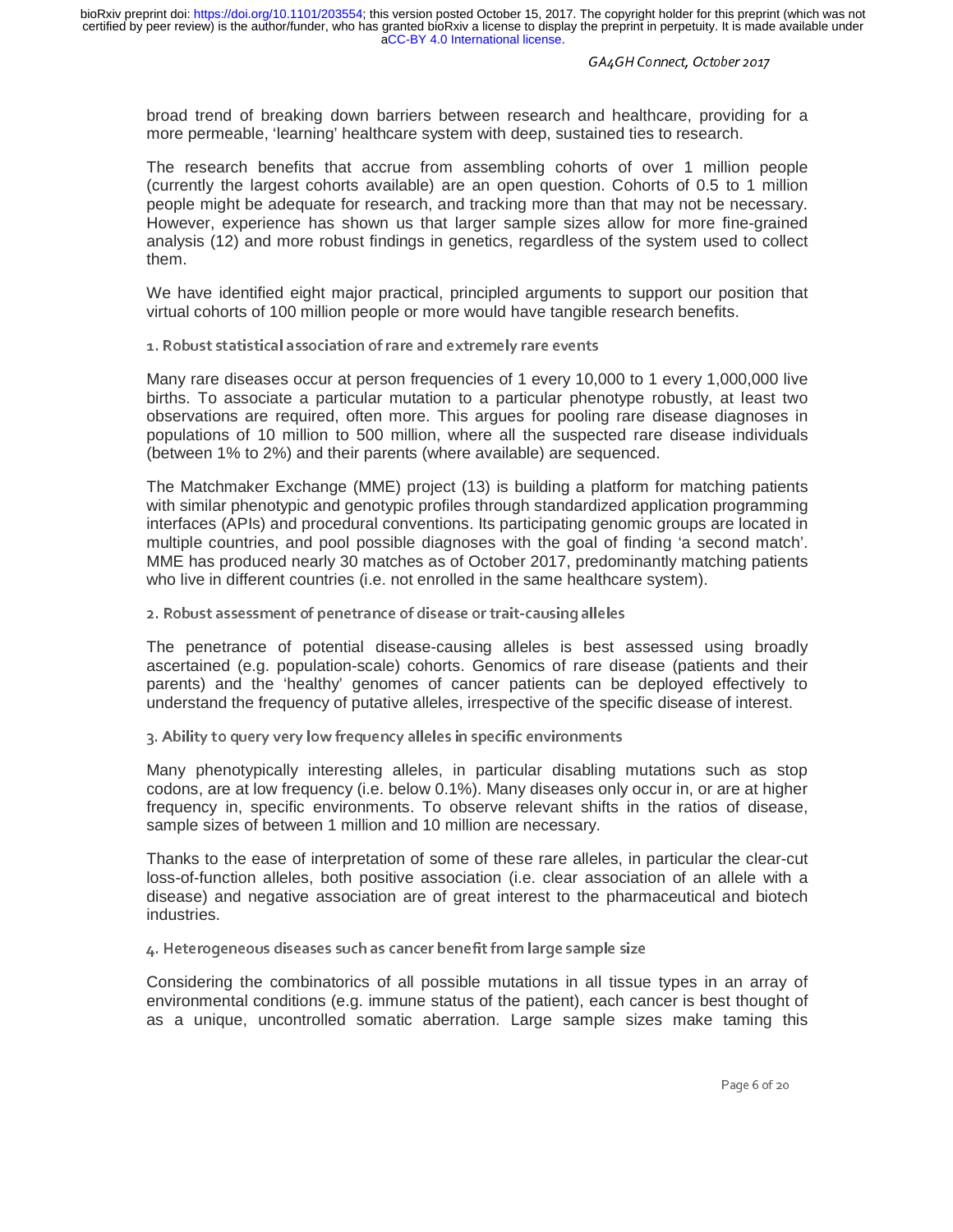broad trend of breaking down barriers between research and healthcare, providing for a more permeable, 'learning' healthcare system with deep, sustained ties to research.

The research benefits that accrue from assembling cohorts of over 1 million people (currently the largest cohorts available) are an open question. Cohorts of 0.5 to 1 million people might be adequate for research, and tracking more than that may not be necessary. However, experience has shown us that larger sample sizes allow for more fine-grained analysis (12) and more robust findings in genetics, regardless of the system used to collect them.

We have identified eight major practical, principled arguments to support our position that virtual cohorts of 100 million people or more would have tangible research benefits.

### 1. Robust statistical association of rare and extremely rare events

Many rare diseases occur at person frequencies of 1 every 10,000 to 1 every 1,000,000 live births. To associate a particular mutation to a particular phenotype robustly, at least two observations are required, often more. This argues for pooling rare disease diagnoses in populations of 10 million to 500 million, where all the suspected rare disease individuals (between 1% to 2%) and their parents (where available) are sequenced.

The Matchmaker Exchange (MME) project (13) is building a platform for matching patients with similar phenotypic and genotypic profiles through standardized application programming interfaces (APIs) and procedural conventions. Its participating genomic groups are located in multiple countries, and pool possible diagnoses with the goal of finding 'a second match'. MME has produced nearly 30 matches as of October 2017, predominantly matching patients who live in different countries (i.e. not enrolled in the same healthcare system).

### 2. Robust assessment of penetrance of disease or trait-causing alleles

The penetrance of potential disease-causing alleles is best assessed using broadly ascertained (e.g. population-scale) cohorts. Genomics of rare disease (patients and their parents) and the 'healthy' genomes of cancer patients can be deployed effectively to understand the frequency of putative alleles, irrespective of the specific disease of interest.

### 3. Ability to query very low frequency alleles in specific environments

Many phenotypically interesting alleles, in particular disabling mutations such as stop codons, are at low frequency (i.e. below 0.1%). Many diseases only occur in, or are at higher frequency in, specific environments. To observe relevant shifts in the ratios of disease, sample sizes of between 1 million and 10 million are necessary.

Thanks to the ease of interpretation of some of these rare alleles, in particular the clear-cut loss-of-function alleles, both positive association (i.e. clear association of an allele with a disease) and negative association are of great interest to the pharmaceutical and biotech industries.

### 4. Heterogeneous diseases such as cancer benefit from large sample size

Considering the combinatorics of all possible mutations in all tissue types in an array of environmental conditions (e.g. immune status of the patient), each cancer is best thought of as a unique, uncontrolled somatic aberration. Large sample sizes make taming this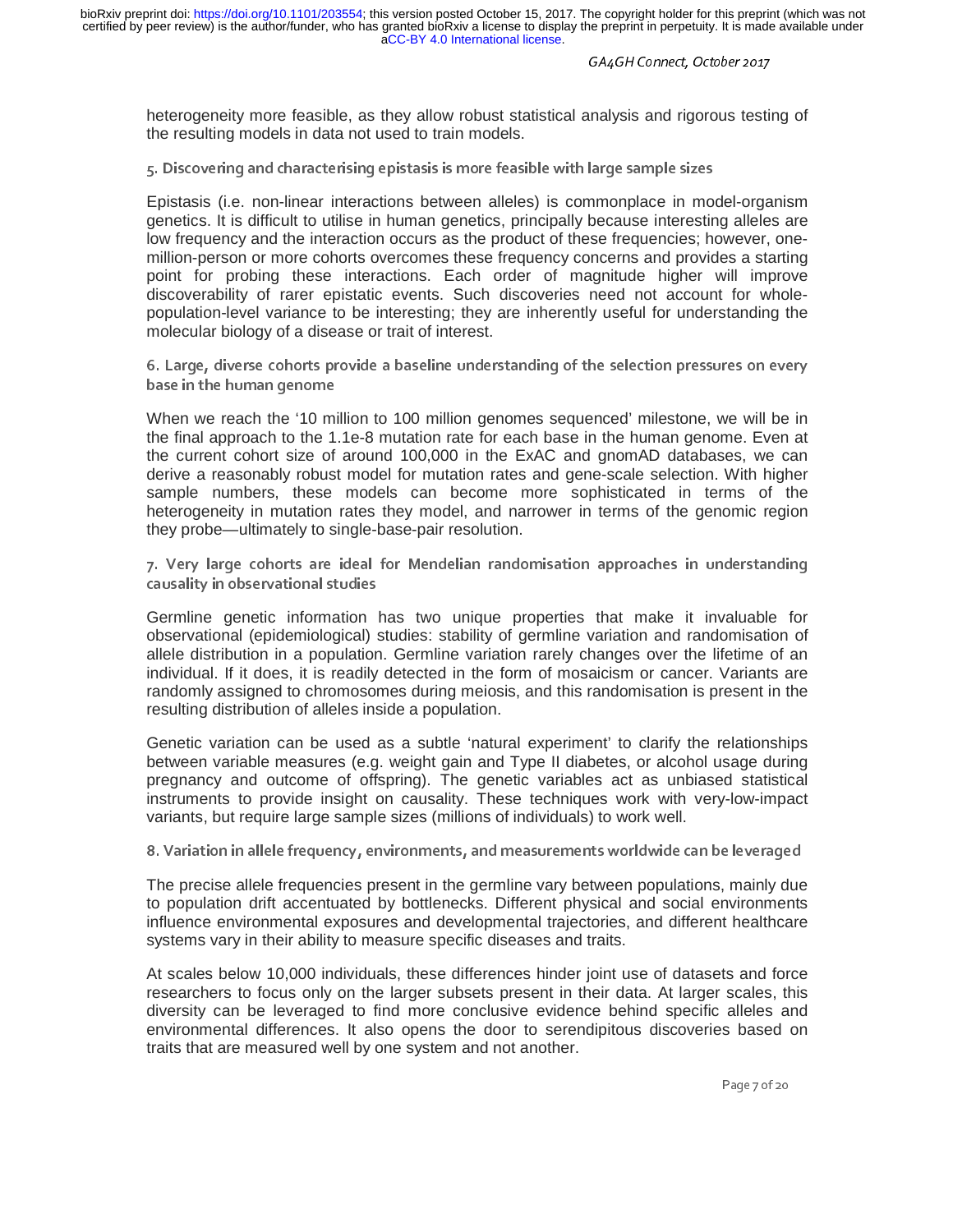heterogeneity more feasible, as they allow robust statistical analysis and rigorous testing of the resulting models in data not used to train models.

### 5. Discovering and characterising epistasis is more feasible with large sample sizes

Epistasis (i.e. non-linear interactions between alleles) is commonplace in model-organism genetics. It is difficult to utilise in human genetics, principally because interesting alleles are low frequency and the interaction occurs as the product of these frequencies; however, one-million-person or more cohorts overcomes these frequency concerns and provides a starting point for probing these interactions. Each order of magnitude higher will improve discoverability of rarer epistatic events. Such discoveries need not account for whole-population-level variance to be interesting; they are inherently useful for understanding the molecular biology of a disease or trait of interest.

### 6. Large, diverse cohorts provide a baseline understanding of the selection pressures on every base in the human genome

When we reach the '10 million to 100 million genomes sequenced' milestone, we will be in the final approach to the 1.1e-8 mutation rate for each base in the human genome. Even at the current cohort size of around 100,000 in the ExAC and gnomAD databases, we can derive a reasonably robust model for mutation rates and gene-scale selection. With higher sample numbers, these models can become more sophisticated in terms of the heterogeneity in mutation rates they model, and narrower in terms of the genomic region they probe—ultimately to single-base-pair resolution.

### 7. Very large cohorts are ideal for Mendelian randomisation approaches in understanding causality in observational studies

Germline genetic information has two unique properties that make it invaluable for observational (epidemiological) studies: stability of germline variation and randomisation of allele distribution in a population. Germline variation rarely changes over the lifetime of an individual. If it does, it is readily detected in the form of mosaicism or cancer. Variants are randomly assigned to chromosomes during meiosis, and this randomisation is present in the resulting distribution of alleles inside a population.

Genetic variation can be used as a subtle 'natural experiment' to clarify the relationships between variable measures (e.g. weight gain and Type II diabetes, or alcohol usage during pregnancy and outcome of offspring). The genetic variables act as unbiased statistical instruments to provide insight on causality. These techniques work with very-low-impact variants, but require large sample sizes (millions of individuals) to work well.

### 8. Variation in allele frequency, environments, and measurements worldwide can be leveraged

The precise allele frequencies present in the germline vary between populations, mainly due to population drift accentuated by bottlenecks. Different physical and social environments influence environmental exposures and developmental trajectories, and different healthcare systems vary in their ability to measure specific diseases and traits.

At scales below 10,000 individuals, these differences hinder joint use of datasets and force researchers to focus only on the larger subsets present in their data. At larger scales, this diversity can be leveraged to find more conclusive evidence behind specific alleles and environmental differences. It also opens the door to serendipitous discoveries based on traits that are measured well by one system and not another.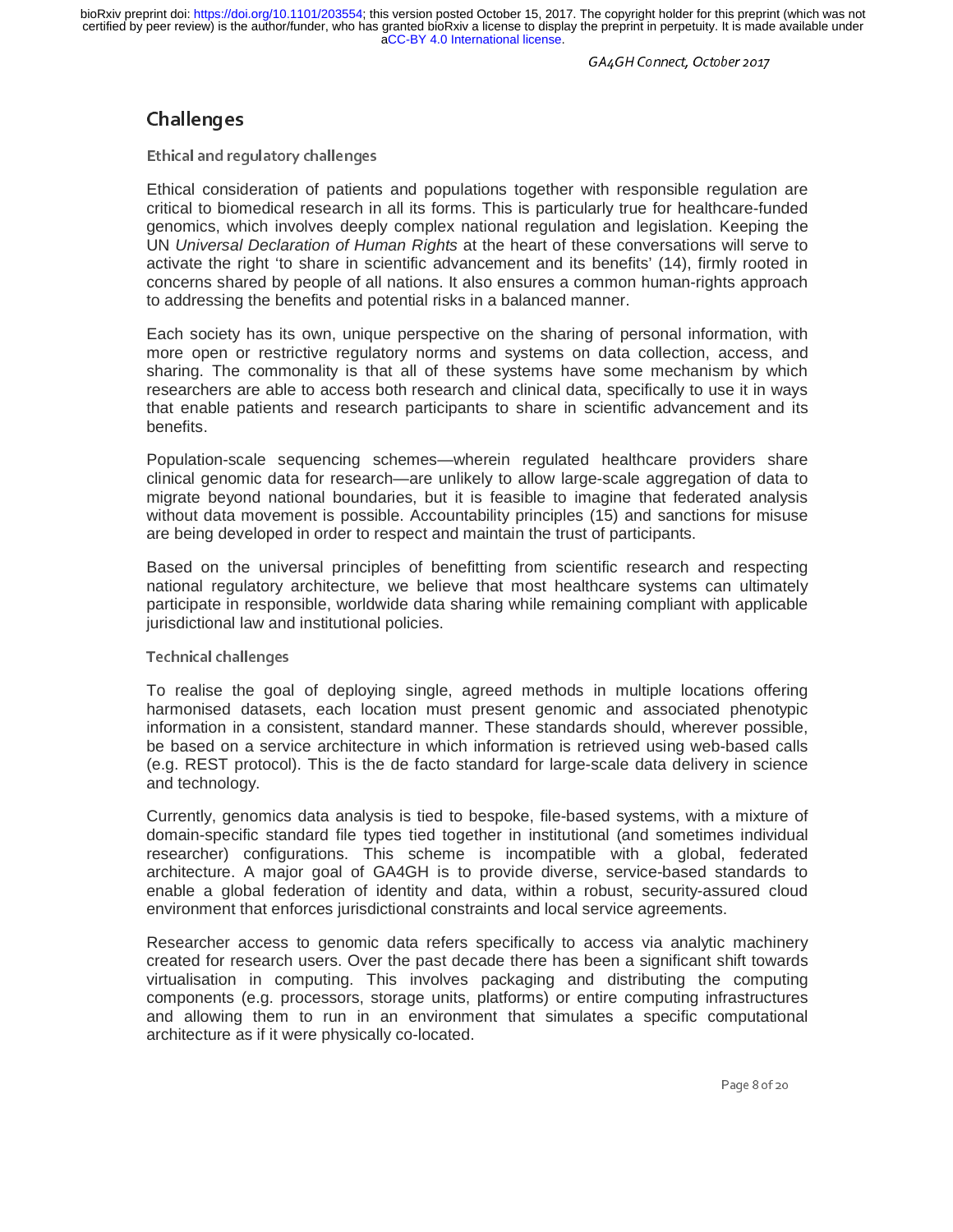## Challenges

### Ethical and regulatory challenges

Ethical consideration of patients and populations together with responsible regulation are critical to biomedical research in all its forms. This is particularly true for healthcare-funded genomics, which involves deeply complex national regulation and legislation. Keeping the UN *Universal Declaration of Human Rights* at the heart of these conversations will serve to activate the right 'to share in scientific advancement and its benefits' (14), firmly rooted in concerns shared by people of all nations. It also ensures a common human-rights approach to addressing the benefits and potential risks in a balanced manner.

Each society has its own, unique perspective on the sharing of personal information, with more open or restrictive regulatory norms and systems on data collection, access, and sharing. The commonality is that all of these systems have some mechanism by which researchers are able to access both research and clinical data, specifically to use it in ways that enable patients and research participants to share in scientific advancement and its benefits.

Population-scale sequencing schemes—wherein regulated healthcare providers share clinical genomic data for research—are unlikely to allow large-scale aggregation of data to migrate beyond national boundaries, but it is feasible to imagine that federated analysis without data movement is possible. Accountability principles (15) and sanctions for misuse are being developed in order to respect and maintain the trust of participants.

Based on the universal principles of benefitting from scientific research and respecting national regulatory architecture, we believe that most healthcare systems can ultimately participate in responsible, worldwide data sharing while remaining compliant with applicable jurisdictional law and institutional policies.

### Technical challenges

To realise the goal of deploying single, agreed methods in multiple locations offering harmonised datasets, each location must present genomic and associated phenotypic information in a consistent, standard manner. These standards should, wherever possible, be based on a service architecture in which information is retrieved using web-based calls (e.g. REST protocol). This is the de facto standard for large-scale data delivery in science and technology.

Currently, genomics data analysis is tied to bespoke, file-based systems, with a mixture of domain-specific standard file types tied together in institutional (and sometimes individual researcher) configurations. This scheme is incompatible with a global, federated architecture. A major goal of GA4GH is to provide diverse, service-based standards to enable a global federation of identity and data, within a robust, security-assured cloud environment that enforces jurisdictional constraints and local service agreements.

Researcher access to genomic data refers specifically to access via analytic machinery created for research users. Over the past decade there has been a significant shift towards virtualisation in computing. This involves packaging and distributing the computing components (e.g. processors, storage units, platforms) or entire computing infrastructures and allowing them to run in an environment that simulates a specific computational architecture as if it were physically co-located.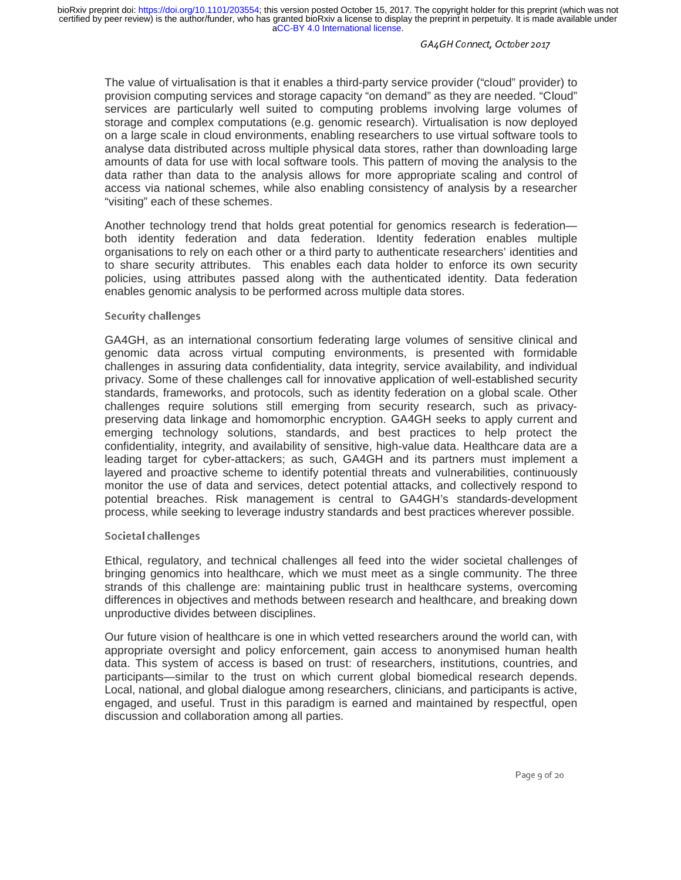The value of virtualisation is that it enables a third-party service provider ("cloud" provider) to provision computing services and storage capacity "on demand" as they are needed. "Cloud" services are particularly well suited to computing problems involving large volumes of storage and complex computations (e.g. genomic research). Virtualisation is now deployed on a large scale in cloud environments, enabling researchers to use virtual software tools to analyse data distributed across multiple physical data stores, rather than downloading large amounts of data for use with local software tools. This pattern of moving the analysis to the data rather than data to the analysis allows for more appropriate scaling and control of access via national schemes, while also enabling consistency of analysis by a researcher "visiting" each of these schemes.

Another technology trend that holds great potential for genomics research is federation—both identity federation and data federation. Identity federation enables multiple organisations to rely on each other or a third party to authenticate researchers' identities and to share security attributes. This enables each data holder to enforce its own security policies, using attributes passed along with the authenticated identity. Data federation enables genomic analysis to be performed across multiple data stores.

### Security challenges

GA4GH, as an international consortium federating large volumes of sensitive clinical and genomic data across virtual computing environments, is presented with formidable challenges in assuring data confidentiality, data integrity, service availability, and individual privacy. Some of these challenges call for innovative application of well-established security standards, frameworks, and protocols, such as identity federation on a global scale. Other challenges require solutions still emerging from security research, such as privacy-preserving data linkage and homomorphic encryption. GA4GH seeks to apply current and emerging technology solutions, standards, and best practices to help protect the confidentiality, integrity, and availability of sensitive, high-value data. Healthcare data are a leading target for cyber-attackers; as such, GA4GH and its partners must implement a layered and proactive scheme to identify potential threats and vulnerabilities, continuously monitor the use of data and services, detect potential attacks, and collectively respond to potential breaches. Risk management is central to GA4GH's standards-development process, while seeking to leverage industry standards and best practices wherever possible.

### Societal challenges

Ethical, regulatory, and technical challenges all feed into the wider societal challenges of bringing genomics into healthcare, which we must meet as a single community. The three strands of this challenge are: maintaining public trust in healthcare systems, overcoming differences in objectives and methods between research and healthcare, and breaking down unproductive divides between disciplines.

Our future vision of healthcare is one in which vetted researchers around the world can, with appropriate oversight and policy enforcement, gain access to anonymised human health data. This system of access is based on trust: of researchers, institutions, countries, and participants—similar to the trust on which current global biomedical research depends. Local, national, and global dialogue among researchers, clinicians, and participants is active, engaged, and useful. Trust in this paradigm is earned and maintained by respectful, open discussion and collaboration among all parties.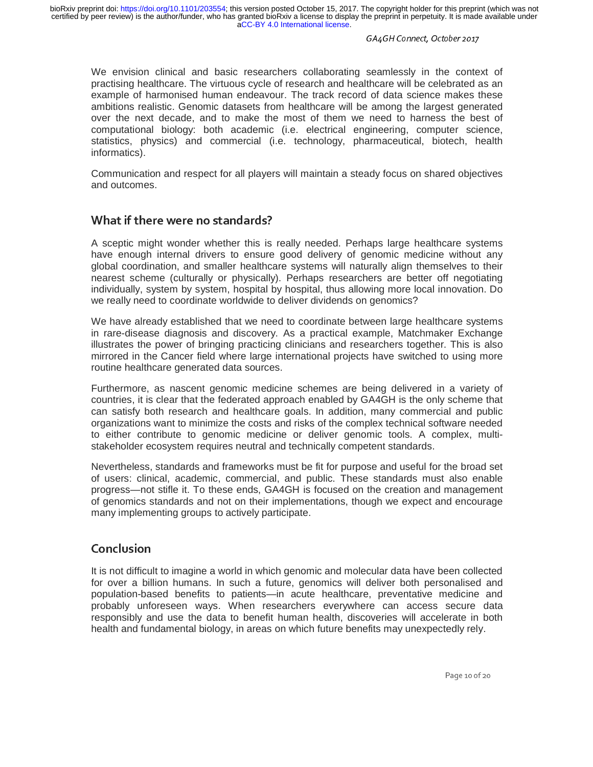We envision clinical and basic researchers collaborating seamlessly in the context of practising healthcare. The virtuous cycle of research and healthcare will be celebrated as an example of harmonised human endeavour. The track record of data science makes these ambitions realistic. Genomic datasets from healthcare will be among the largest generated over the next decade, and to make the most of them we need to harness the best of computational biology: both academic (i.e. electrical engineering, computer science, statistics, physics) and commercial (i.e. technology, pharmaceutical, biotech, health informatics).

Communication and respect for all players will maintain a steady focus on shared objectives and outcomes.

## What if there were no standards?

A sceptic might wonder whether this is really needed. Perhaps large healthcare systems have enough internal drivers to ensure good delivery of genomic medicine without any global coordination, and smaller healthcare systems will naturally align themselves to their nearest scheme (culturally or physically). Perhaps researchers are better off negotiating individually, system by system, hospital by hospital, thus allowing more local innovation. Do we really need to coordinate worldwide to deliver dividends on genomics?

We have already established that we need to coordinate between large healthcare systems in rare-disease diagnosis and discovery. As a practical example, Matchmaker Exchange illustrates the power of bringing practicing clinicians and researchers together. This is also mirrored in the Cancer field where large international projects have switched to using more routine healthcare generated data sources.

Furthermore, as nascent genomic medicine schemes are being delivered in a variety of countries, it is clear that the federated approach enabled by GA4GH is the only scheme that can satisfy both research and healthcare goals. In addition, many commercial and public organizations want to minimize the costs and risks of the complex technical software needed to either contribute to genomic medicine or deliver genomic tools. A complex, multi-stakeholder ecosystem requires neutral and technically competent standards.

Nevertheless, standards and frameworks must be fit for purpose and useful for the broad set of users: clinical, academic, commercial, and public. These standards must also enable progress—not stifle it. To these ends, GA4GH is focused on the creation and management of genomics standards and not on their implementations, though we expect and encourage many implementing groups to actively participate.

## Conclusion

It is not difficult to imagine a world in which genomic and molecular data have been collected for over a billion humans. In such a future, genomics will deliver both personalised and population-based benefits to patients—in acute healthcare, preventative medicine and probably unforeseen ways. When researchers everywhere can access secure data responsibly and use the data to benefit human health, discoveries will accelerate in both health and fundamental biology, in areas on which future benefits may unexpectedly rely.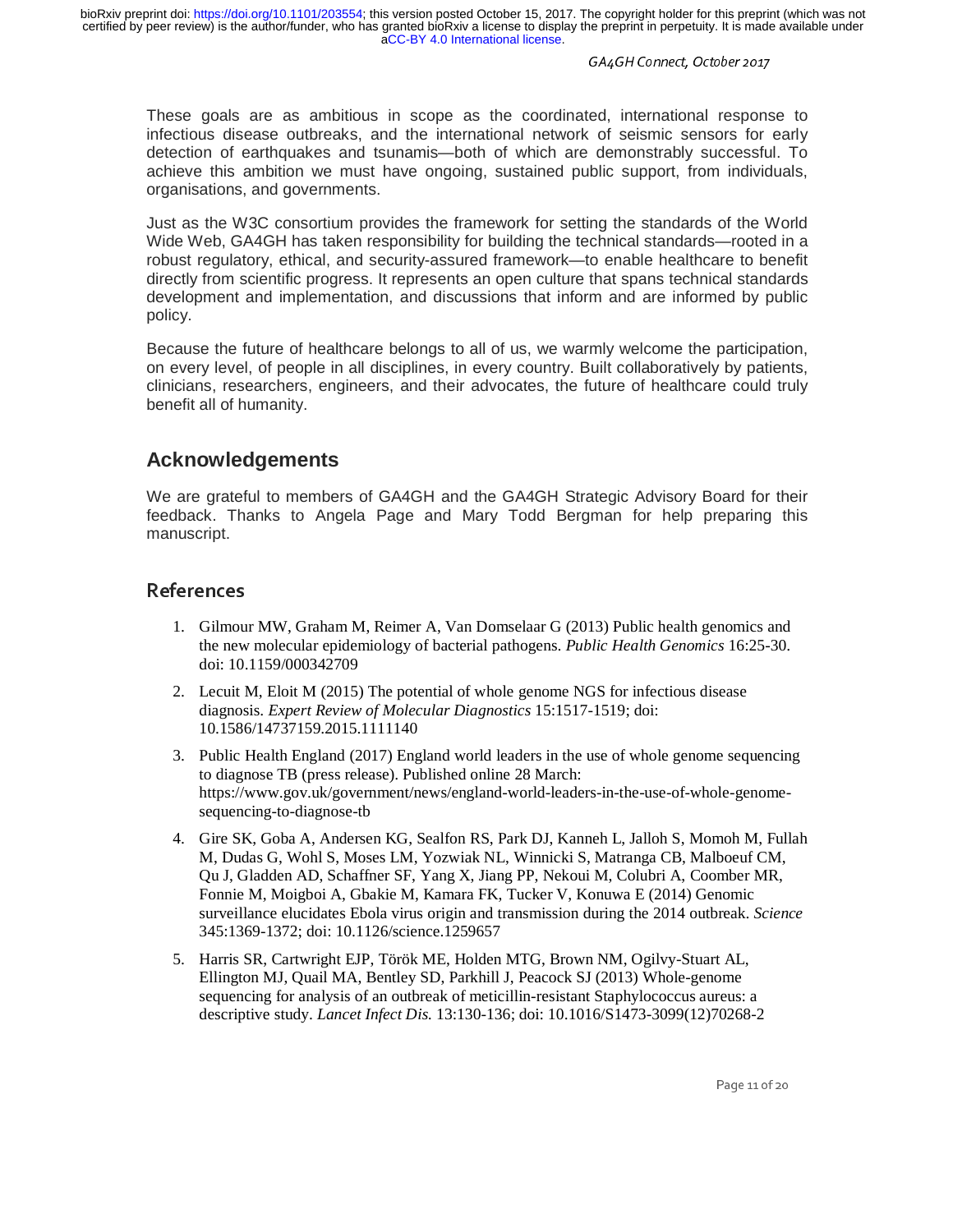These goals are as ambitious in scope as the coordinated, international response to infectious disease outbreaks, and the international network of seismic sensors for early detection of earthquakes and tsunamis—both of which are demonstrably successful. To achieve this ambition we must have ongoing, sustained public support, from individuals, organisations, and governments.

Just as the W3C consortium provides the framework for setting the standards of the World Wide Web, GA4GH has taken responsibility for building the technical standards—rooted in a robust regulatory, ethical, and security-assured framework—to enable healthcare to benefit directly from scientific progress. It represents an open culture that spans technical standards development and implementation, and discussions that inform and are informed by public policy.

Because the future of healthcare belongs to all of us, we warmly welcome the participation, on every level, of people in all disciplines, in every country. Built collaboratively by patients, clinicians, researchers, engineers, and their advocates, the future of healthcare could truly benefit all of humanity.

## Acknowledgements

We are grateful to members of GA4GH and the GA4GH Strategic Advisory Board for their feedback. Thanks to Angela Page and Mary Todd Bergman for help preparing this manuscript.

## References

1. Gilmour MW, Graham M, Reimer A, Van Domselaar G (2013) Public health genomics and the new molecular epidemiology of bacterial pathogens. *Public Health Genomics* 16:25-30. doi: 10.1159/000342709
2. Lecuit M, Eloit M (2015) The potential of whole genome NGS for infectious disease diagnosis. *Expert Review of Molecular Diagnostics* 15:1517-1519; doi: 10.1586/14737159.2015.1111140
3. Public Health England (2017) England world leaders in the use of whole genome sequencing to diagnose TB (press release). Published online 28 March: https://www.gov.uk/government/news/england-world-leaders-in-the-use-of-whole-genome-sequencing-to-diagnose-tb
4. Gire SK, Goba A, Andersen KG, Sealfon RS, Park DJ, Kanneh L, Jalloh S, Momoh M, Fullah M, Dudas G, Wohl S, Moses LM, Yozwiak NL, Winnicki S, Matranga CB, Malboeuf CM, Qu J, Gladden AD, Schaffner SF, Yang X, Jiang PP, Nekoui M, Colubri A, Coomber MR, Fonnie M, Moigboi A, Gbakie M, Kamara FK, Tucker V, Konuwa E (2014) Genomic surveillance elucidates Ebola virus origin and transmission during the 2014 outbreak. *Science* 345:1369-1372; doi: 10.1126/science.1259657
5. Harris SR, Cartwright EJP, Török ME, Holden MTG, Brown NM, Ogilvy-Stuart AL, Ellington MJ, Quail MA, Bentley SD, Parkhill J, Peacock SJ (2013) Whole-genome sequencing for analysis of an outbreak of meticillin-resistant Staphylococcus aureus: a descriptive study. *Lancet Infect Dis.* 13:130-136; doi: 10.1016/S1473-3099(12)70268-2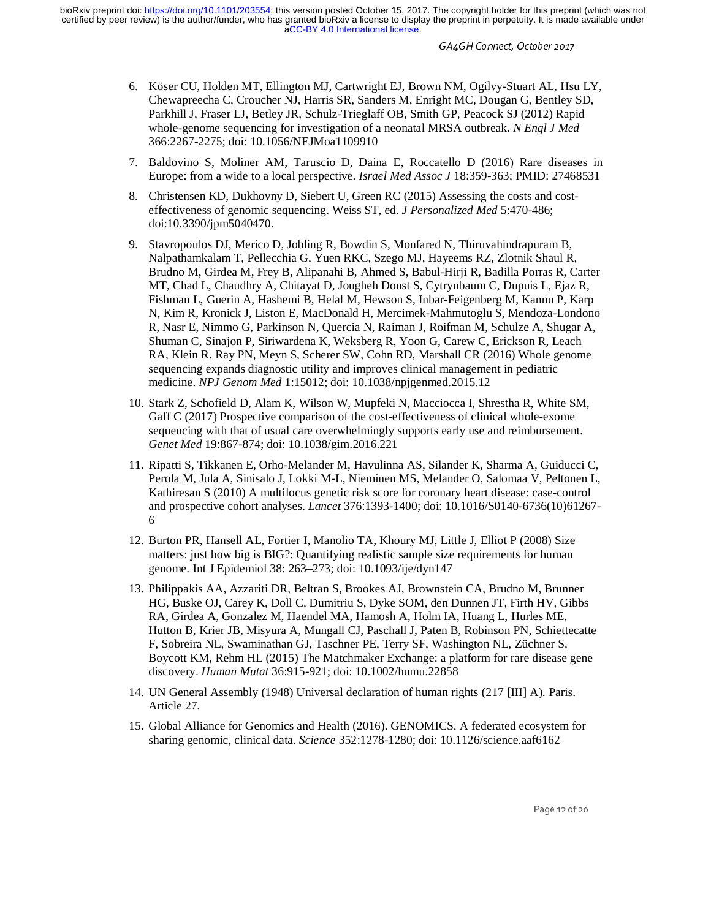6. Köser CU, Holden MT, Ellington MJ, Cartwright EJ, Brown NM, Ogilvy-Stuart AL, Hsu LY, Chewapreecha C, Croucher NJ, Harris SR, Sanders M, Enright MC, Dougan G, Bentley SD, Parkhill J, Fraser LJ, Betley JR, Schulz-Trieglaff OB, Smith GP, Peacock SJ (2012) Rapid whole-genome sequencing for investigation of a neonatal MRSA outbreak. *N Engl J Med* 366:2267-2275; doi: 10.1056/NEJMoa1109910

7. Baldovino S, Moliner AM, Taruscio D, Daina E, Roccatello D (2016) Rare diseases in Europe: from a wide to a local perspective. *Israel Med Assoc J* 18:359-363; PMID: 27468531

8. Christensen KD, Dukhovny D, Siebert U, Green RC (2015) Assessing the costs and cost-effectiveness of genomic sequencing. Weiss ST, ed. *J Personalized Med* 5:470-486; doi:10.3390/jpm5040470.

9. Stavropoulos DJ, Merico D, Jobling R, Bowdin S, Monfared N, Thiruvahindrapuram B, Nalpathamkalam T, Pellecchia G, Yuen RKC, Szego MJ, Hayeems RZ, Zlotnik Shaul R, Brudno M, Girdea M, Frey B, Alipanahi B, Ahmed S, Babul-Hirji R, Badilla Porras R, Carter MT, Chad L, Chaudhry A, Chitayat D, Jougheh Doust S, Cytrynbaum C, Dupuis L, Ejaz R, Fishman L, Guerin A, Hashemi B, Helal M, Hewson S, Inbar-Feigenberg M, Kannu P, Karp N, Kim R, Kronick J, Liston E, MacDonald H, Mercimek-Mahmutoglu S, Mendoza-Londono R, Nasr E, Nimmo G, Parkinson N, Quercia N, Raiman J, Roifman M, Schulze A, Shugar A, Shuman C, Sinajon P, Siriwardena K, Weksberg R, Yoon G, Carew C, Erickson R, Leach RA, Klein R. Ray PN, Meyn S, Scherer SW, Cohn RD, Marshall CR (2016) Whole genome sequencing expands diagnostic utility and improves clinical management in pediatric medicine. *NPJ Genom Med* 1:15012; doi: 10.1038/npjgenmed.2015.12

10. Stark Z, Schofield D, Alam K, Wilson W, Mupfeki N, Macciocca I, Shrestha R, White SM, Gaff C (2017) Prospective comparison of the cost-effectiveness of clinical whole-exome sequencing with that of usual care overwhelmingly supports early use and reimbursement. *Genet Med* 19:867-874; doi: 10.1038/gim.2016.221

11. Ripatti S, Tikkanen E, Orho-Melander M, Havulinna AS, Silander K, Sharma A, Guiducci C, Perola M, Jula A, Sinisalo J, Lokki M-L, Nieminen MS, Melander O, Salomaa V, Peltonen L, Kathiresan S (2010) A multilocus genetic risk score for coronary heart disease: case-control and prospective cohort analyses. *Lancet* 376:1393-1400; doi: 10.1016/S0140-6736(10)61267-6

12. Burton PR, Hansell AL, Fortier I, Manolio TA, Khoury MJ, Little J, Elliot P (2008) Size matters: just how big is BIG?: Quantifying realistic sample size requirements for human genome. Int J Epidemiol 38: 263–273; doi: 10.1093/ije/dyn147

13. Philippakis AA, Azzariti DR, Beltran S, Brookes AJ, Brownstein CA, Brudno M, Brunner HG, Buske OJ, Carey K, Doll C, Dumitriu S, Dyke SOM, den Dunnen JT, Firth HV, Gibbs RA, Girdea A, Gonzalez M, Haendel MA, Hamosh A, Holm IA, Huang L, Hurles ME, Hutton B, Krier JB, Misyura A, Mungall CJ, Paschall J, Paten B, Robinson PN, Schiettecatte F, Sobreira NL, Swaminathan GJ, Taschner PE, Terry SF, Washington NL, Züchner S, Boycott KM, Rehm HL (2015) The Matchmaker Exchange: a platform for rare disease gene discovery. *Human Mutat* 36:915-921; doi: 10.1002/humu.22858

14. UN General Assembly (1948) Universal declaration of human rights (217 [III] A). Paris. Article 27.

15. Global Alliance for Genomics and Health (2016). GENOMICS. A federated ecosystem for sharing genomic, clinical data. *Science* 352:1278-1280; doi: 10.1126/science.aaf6162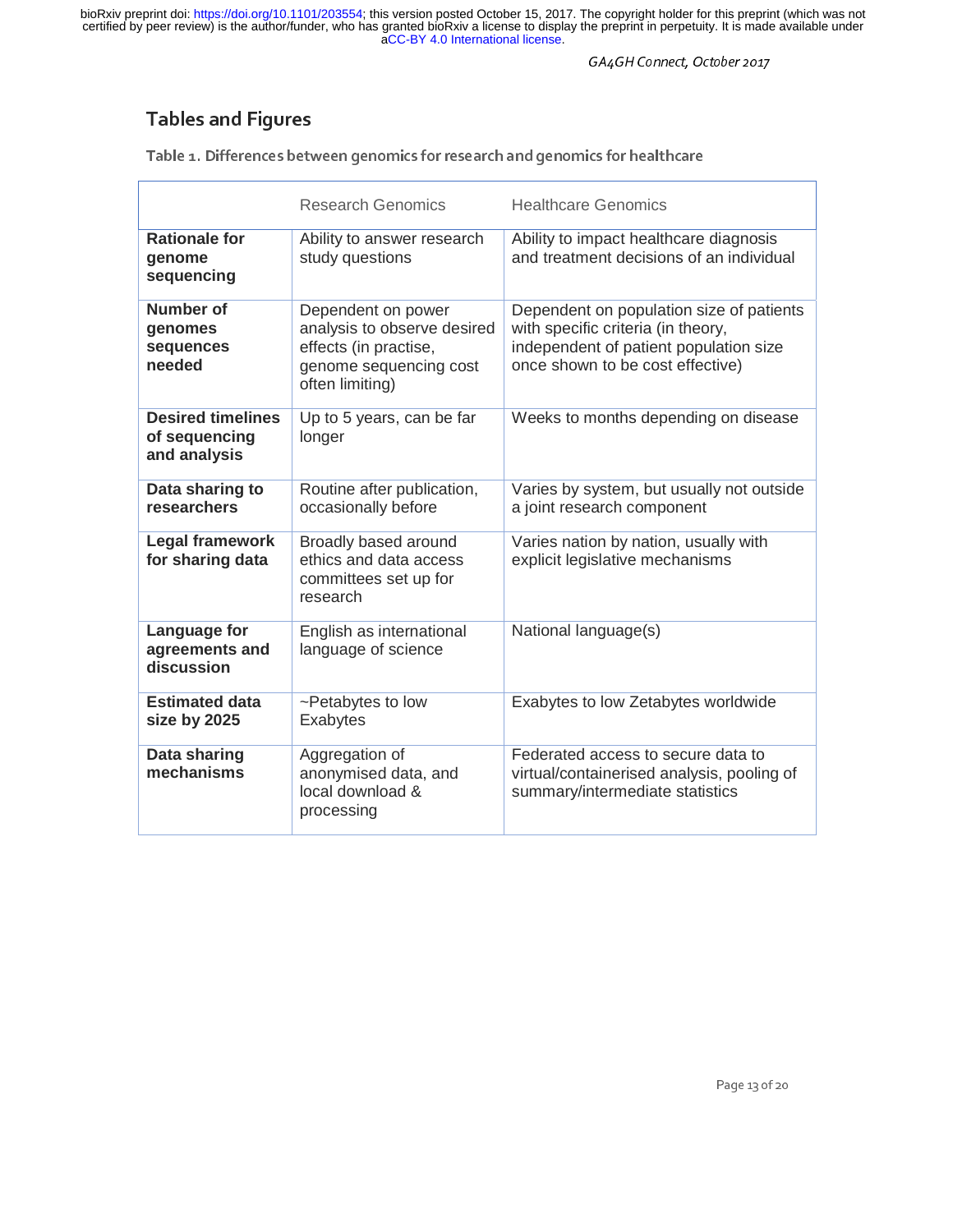## Tables and Figures

**Table 1. Differences between genomics for research and genomics for healthcare**

| | Research Genomics | Healthcare Genomics |
|---|---|---|
| **Rationale for genome sequencing** | Ability to answer research study questions | Ability to impact healthcare diagnosis and treatment decisions of an individual |
| **Number of genomes sequences needed** | Dependent on power analysis to observe desired effects (in practise, genome sequencing cost often limiting) | Dependent on population size of patients with specific criteria (in theory, independent of patient population size once shown to be cost effective) |
| **Desired timelines of sequencing and analysis** | Up to 5 years, can be far longer | Weeks to months depending on disease |
| **Data sharing to researchers** | Routine after publication, occasionally before | Varies by system, but usually not outside a joint research component |
| **Legal framework for sharing data** | Broadly based around ethics and data access committees set up for research | Varies nation by nation, usually with explicit legislative mechanisms |
| **Language for agreements and discussion** | English as international language of science | National language(s) |
| **Estimated data size by 2025** | ~Petabytes to low Exabytes | Exabytes to low Zetabytes worldwide |
| **Data sharing mechanisms** | Aggregation of anonymised data, and local download & processing | Federated access to secure data to virtual/containerised analysis, pooling of summary/intermediate statistics |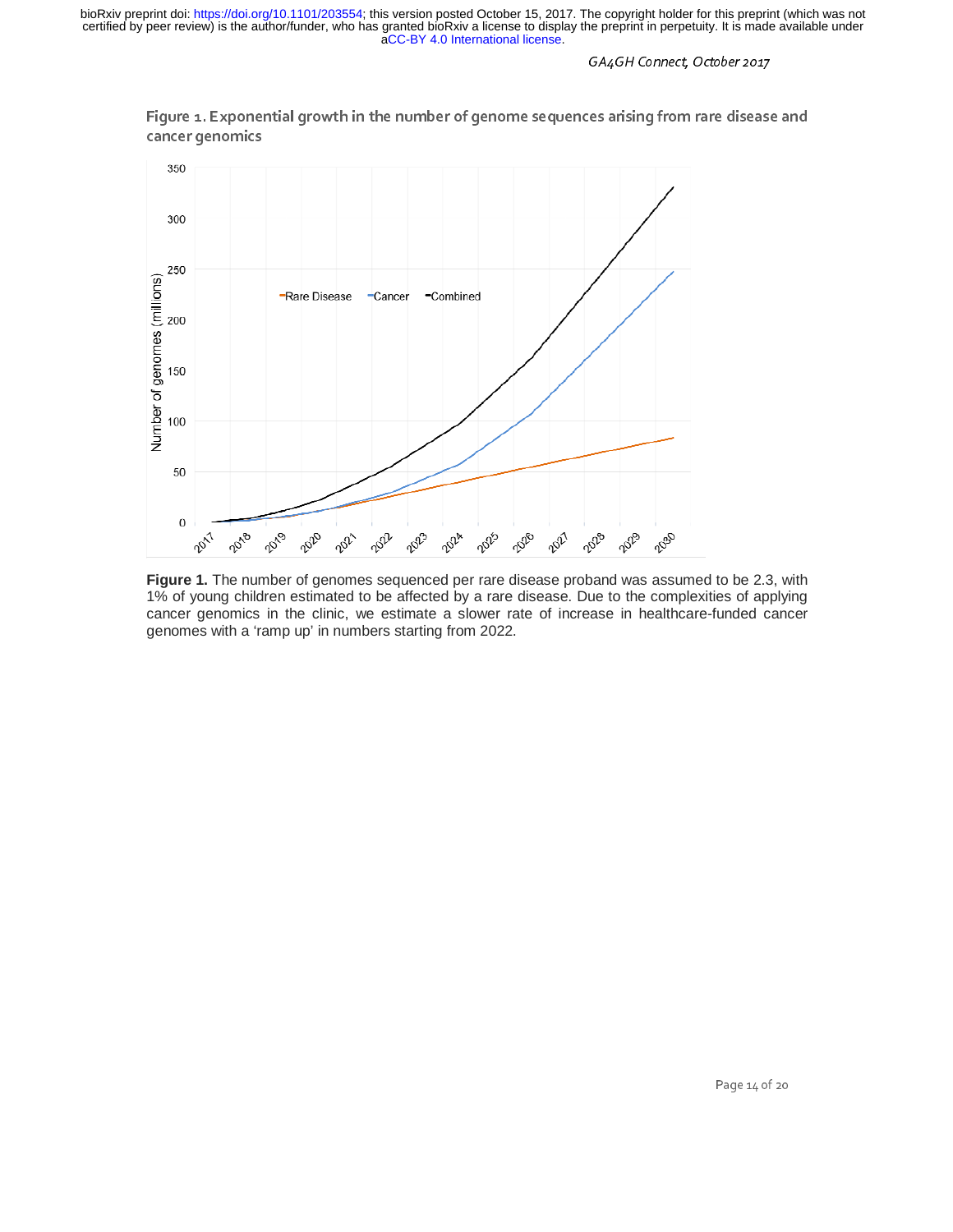**Figure 1. Exponential growth in the number of genome sequences arising from rare disease and cancer genomics**

350
300
250
200
150
100
50
0

Number of genomes (millions)

Rare Disease
Cancer
Combined

2017
2018
2019
2020
2021
2022
2023
2024
2025
2026
2027
2028
2029
2030

**Figure 1.** The number of genomes sequenced per rare disease proband was assumed to be 2.3, with 1% of young children estimated to be affected by a rare disease. Due to the complexities of applying cancer genomics in the clinic, we estimate a slower rate of increase in healthcare-funded cancer genomes with a 'ramp up' in numbers starting from 2022.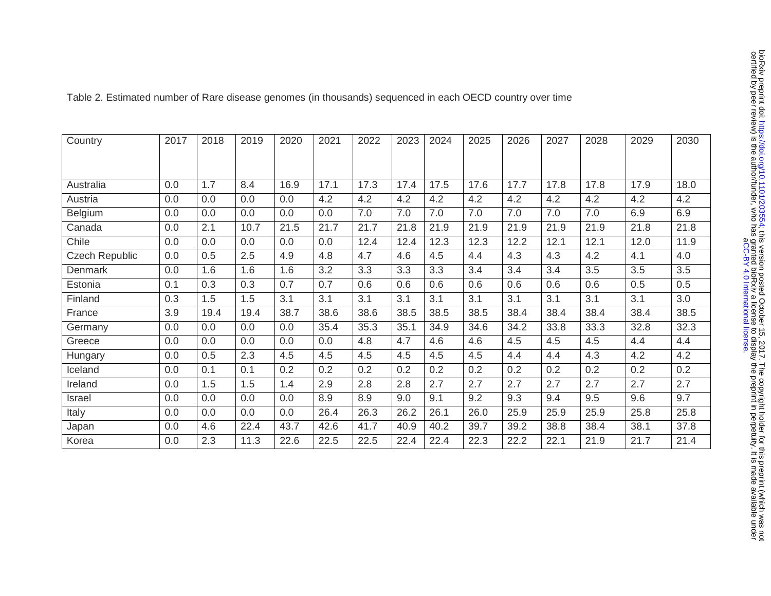Table 2. Estimated number of Rare disease genomes (in thousands) sequenced in each OECD country over time

| Country | 2017 | 2018 | 2019 | 2020 | 2021 | 2022 | 2023 | 2024 | 2025 | 2026 | 2027 | 2028 | 2029 | 2030 |
|---|---|---|---|---|---|---|---|---|---|---|---|---|---|---|
| Australia | 0.0 | 1.7 | 8.4 | 16.9 | 17.1 | 17.3 | 17.4 | 17.5 | 17.6 | 17.7 | 17.8 | 17.8 | 17.9 | 18.0 |
| Austria | 0.0 | 0.0 | 0.0 | 0.0 | 4.2 | 4.2 | 4.2 | 4.2 | 4.2 | 4.2 | 4.2 | 4.2 | 4.2 | 4.2 |
| Belgium | 0.0 | 0.0 | 0.0 | 0.0 | 0.0 | 7.0 | 7.0 | 7.0 | 7.0 | 7.0 | 7.0 | 7.0 | 6.9 | 6.9 |
| Canada | 0.0 | 2.1 | 10.7 | 21.5 | 21.7 | 21.7 | 21.8 | 21.9 | 21.9 | 21.9 | 21.9 | 21.9 | 21.8 | 21.8 |
| Chile | 0.0 | 0.0 | 0.0 | 0.0 | 0.0 | 12.4 | 12.4 | 12.3 | 12.3 | 12.2 | 12.1 | 12.1 | 12.0 | 11.9 |
| Czech Republic | 0.0 | 0.5 | 2.5 | 4.9 | 4.8 | 4.7 | 4.6 | 4.5 | 4.4 | 4.3 | 4.3 | 4.2 | 4.1 | 4.0 |
| Denmark | 0.0 | 1.6 | 1.6 | 1.6 | 3.2 | 3.3 | 3.3 | 3.3 | 3.4 | 3.4 | 3.4 | 3.5 | 3.5 | 3.5 |
| Estonia | 0.1 | 0.3 | 0.3 | 0.7 | 0.7 | 0.6 | 0.6 | 0.6 | 0.6 | 0.6 | 0.6 | 0.6 | 0.5 | 0.5 |
| Finland | 0.3 | 1.5 | 1.5 | 3.1 | 3.1 | 3.1 | 3.1 | 3.1 | 3.1 | 3.1 | 3.1 | 3.1 | 3.1 | 3.0 |
| France | 3.9 | 19.4 | 19.4 | 38.7 | 38.6 | 38.6 | 38.5 | 38.5 | 38.5 | 38.4 | 38.4 | 38.4 | 38.4 | 38.5 |
| Germany | 0.0 | 0.0 | 0.0 | 0.0 | 35.4 | 35.3 | 35.1 | 34.9 | 34.6 | 34.2 | 33.8 | 33.3 | 32.8 | 32.3 |
| Greece | 0.0 | 0.0 | 0.0 | 0.0 | 0.0 | 4.8 | 4.7 | 4.6 | 4.6 | 4.5 | 4.5 | 4.5 | 4.4 | 4.4 |
| Hungary | 0.0 | 0.5 | 2.3 | 4.5 | 4.5 | 4.5 | 4.5 | 4.5 | 4.5 | 4.4 | 4.4 | 4.3 | 4.2 | 4.2 |
| Iceland | 0.0 | 0.1 | 0.1 | 0.2 | 0.2 | 0.2 | 0.2 | 0.2 | 0.2 | 0.2 | 0.2 | 0.2 | 0.2 | 0.2 |
| Ireland | 0.0 | 1.5 | 1.5 | 1.4 | 2.9 | 2.8 | 2.8 | 2.7 | 2.7 | 2.7 | 2.7 | 2.7 | 2.7 | 2.7 |
| Israel | 0.0 | 0.0 | 0.0 | 0.0 | 8.9 | 8.9 | 9.0 | 9.1 | 9.2 | 9.3 | 9.4 | 9.5 | 9.6 | 9.7 |
| Italy | 0.0 | 0.0 | 0.0 | 0.0 | 26.4 | 26.3 | 26.2 | 26.1 | 26.0 | 25.9 | 25.9 | 25.9 | 25.8 | 25.8 |
| Japan | 0.0 | 4.6 | 22.4 | 43.7 | 42.6 | 41.7 | 40.9 | 40.2 | 39.7 | 39.2 | 38.8 | 38.4 | 38.1 | 37.8 |
| Korea | 0.0 | 2.3 | 11.3 | 22.6 | 22.5 | 22.5 | 22.4 | 22.4 | 22.3 | 22.2 | 22.1 | 21.9 | 21.7 | 21.4 |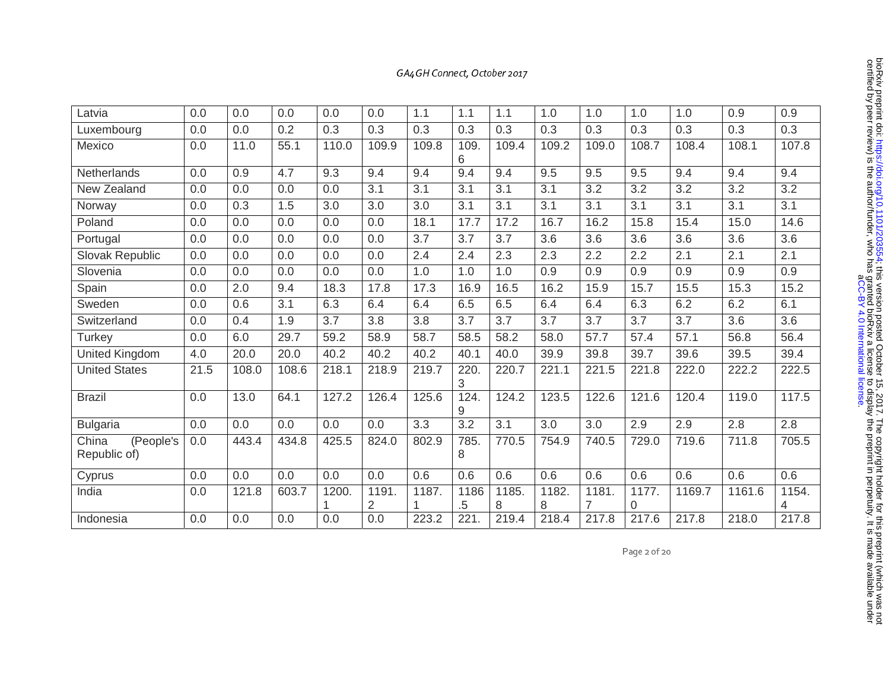| | | | | | | | | | | | | | | |
|---|---|---|---|---|---|---|---|---|---|---|---|---|---|---|
| Latvia | 0.0 | 0.0 | 0.0 | 0.0 | 0.0 | 1.1 | 1.1 | 1.1 | 1.0 | 1.0 | 1.0 | 1.0 | 0.9 | 0.9 |
| Luxembourg | 0.0 | 0.0 | 0.2 | 0.3 | 0.3 | 0.3 | 0.3 | 0.3 | 0.3 | 0.3 | 0.3 | 0.3 | 0.3 | 0.3 |
| Mexico | 0.0 | 11.0 | 55.1 | 110.0 | 109.9 | 109.8 | 109.6 | 109.4 | 109.2 | 109.0 | 108.7 | 108.4 | 108.1 | 107.8 |
| Netherlands | 0.0 | 0.9 | 4.7 | 9.3 | 9.4 | 9.4 | 9.4 | 9.4 | 9.5 | 9.5 | 9.5 | 9.4 | 9.4 | 9.4 |
| New Zealand | 0.0 | 0.0 | 0.0 | 0.0 | 3.1 | 3.1 | 3.1 | 3.1 | 3.1 | 3.2 | 3.2 | 3.2 | 3.2 | 3.2 |
| Norway | 0.0 | 0.3 | 1.5 | 3.0 | 3.0 | 3.0 | 3.1 | 3.1 | 3.1 | 3.1 | 3.1 | 3.1 | 3.1 | 3.1 |
| Poland | 0.0 | 0.0 | 0.0 | 0.0 | 0.0 | 18.1 | 17.7 | 17.2 | 16.7 | 16.2 | 15.8 | 15.4 | 15.0 | 14.6 |
| Portugal | 0.0 | 0.0 | 0.0 | 0.0 | 0.0 | 3.7 | 3.7 | 3.7 | 3.6 | 3.6 | 3.6 | 3.6 | 3.6 | 3.6 |
| Slovak Republic | 0.0 | 0.0 | 0.0 | 0.0 | 0.0 | 2.4 | 2.4 | 2.3 | 2.3 | 2.2 | 2.2 | 2.1 | 2.1 | 2.1 |
| Slovenia | 0.0 | 0.0 | 0.0 | 0.0 | 0.0 | 1.0 | 1.0 | 1.0 | 0.9 | 0.9 | 0.9 | 0.9 | 0.9 | 0.9 |
| Spain | 0.0 | 2.0 | 9.4 | 18.3 | 17.8 | 17.3 | 16.9 | 16.5 | 16.2 | 15.9 | 15.7 | 15.5 | 15.3 | 15.2 |
| Sweden | 0.0 | 0.6 | 3.1 | 6.3 | 6.4 | 6.4 | 6.5 | 6.5 | 6.4 | 6.4 | 6.3 | 6.2 | 6.2 | 6.1 |
| Switzerland | 0.0 | 0.4 | 1.9 | 3.7 | 3.8 | 3.8 | 3.7 | 3.7 | 3.7 | 3.7 | 3.7 | 3.7 | 3.6 | 3.6 |
| Turkey | 0.0 | 6.0 | 29.7 | 59.2 | 58.9 | 58.7 | 58.5 | 58.2 | 58.0 | 57.7 | 57.4 | 57.1 | 56.8 | 56.4 |
| United Kingdom | 4.0 | 20.0 | 20.0 | 40.2 | 40.2 | 40.2 | 40.1 | 40.0 | 39.9 | 39.8 | 39.7 | 39.6 | 39.5 | 39.4 |
| United States | 21.5 | 108.0 | 108.6 | 218.1 | 218.9 | 219.7 | 220.3 | 220.7 | 221.1 | 221.5 | 221.8 | 222.0 | 222.2 | 222.5 |
| Brazil | 0.0 | 13.0 | 64.1 | 127.2 | 126.4 | 125.6 | 124.9 | 124.2 | 123.5 | 122.6 | 121.6 | 120.4 | 119.0 | 117.5 |
| Bulgaria | 0.0 | 0.0 | 0.0 | 0.0 | 0.0 | 3.3 | 3.2 | 3.1 | 3.0 | 3.0 | 2.9 | 2.9 | 2.8 | 2.8 |
| China (People's Republic of) | 0.0 | 443.4 | 434.8 | 425.5 | 824.0 | 802.9 | 785.8 | 770.5 | 754.9 | 740.5 | 729.0 | 719.6 | 711.8 | 705.5 |
| Cyprus | 0.0 | 0.0 | 0.0 | 0.0 | 0.0 | 0.6 | 0.6 | 0.6 | 0.6 | 0.6 | 0.6 | 0.6 | 0.6 | 0.6 |
| India | 0.0 | 121.8 | 603.7 | 1200.1 | 1191.2 | 1187.1 | 1186.5 | 1185.8 | 1182.8 | 1181.7 | 1177.0 | 1169.7 | 1161.6 | 1154.4 |
| Indonesia | 0.0 | 0.0 | 0.0 | 0.0 | 0.0 | 223.2 | 221. | 219.4 | 218.4 | 217.8 | 217.6 | 217.8 | 218.0 | 217.8 |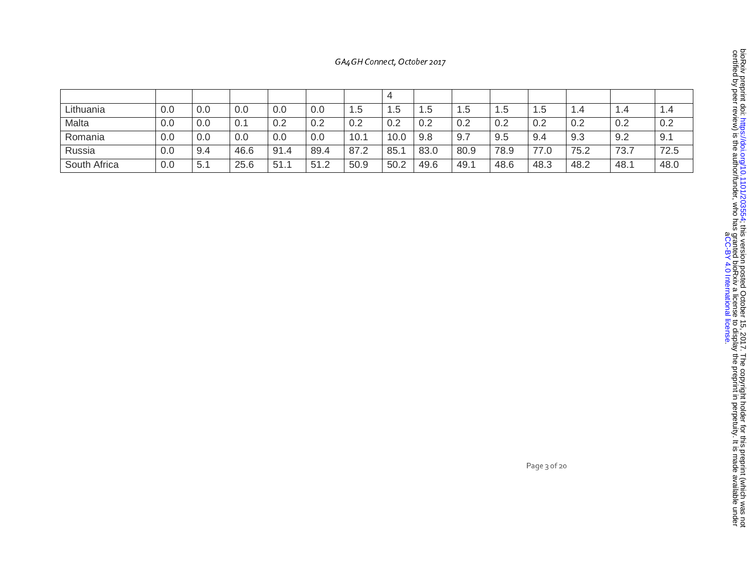| | | | | | | | | | | | | | | |
|---|---|---|---|---|---|---|---|---|---|---|---|---|---|---|
| | | | | | | | 4 | | | | | | | |
| Lithuania | 0.0 | 0.0 | 0.0 | 0.0 | 0.0 | 1.5 | 1.5 | 1.5 | 1.5 | 1.5 | 1.5 | 1.4 | 1.4 | 1.4 |
| Malta | 0.0 | 0.0 | 0.1 | 0.2 | 0.2 | 0.2 | 0.2 | 0.2 | 0.2 | 0.2 | 0.2 | 0.2 | 0.2 | 0.2 |
| Romania | 0.0 | 0.0 | 0.0 | 0.0 | 0.0 | 10.1 | 10.0 | 9.8 | 9.7 | 9.5 | 9.4 | 9.3 | 9.2 | 9.1 |
| Russia | 0.0 | 9.4 | 46.6 | 91.4 | 89.4 | 87.2 | 85.1 | 83.0 | 80.9 | 78.9 | 77.0 | 75.2 | 73.7 | 72.5 |
| South Africa | 0.0 | 5.1 | 25.6 | 51.1 | 51.2 | 50.9 | 50.2 | 49.6 | 49.1 | 48.6 | 48.3 | 48.2 | 48.1 | 48.0 |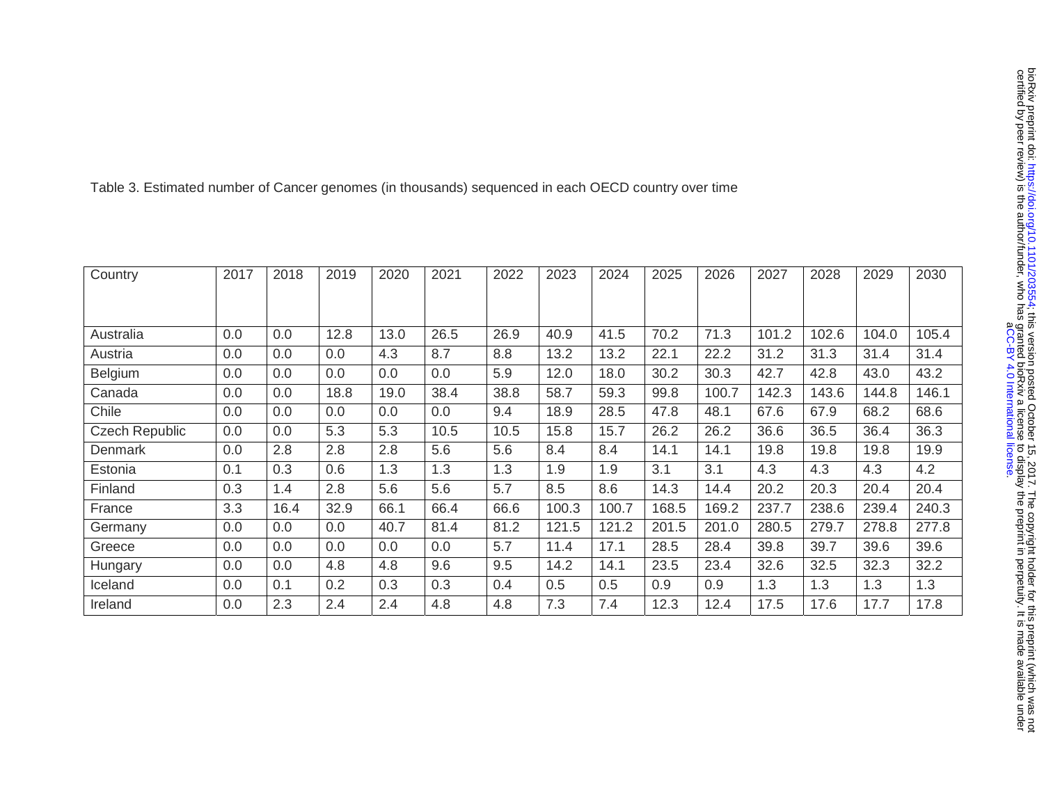Table 3. Estimated number of Cancer genomes (in thousands) sequenced in each OECD country over time

| Country | 2017 | 2018 | 2019 | 2020 | 2021 | 2022 | 2023 | 2024 | 2025 | 2026 | 2027 | 2028 | 2029 | 2030 |
|---|---|---|---|---|---|---|---|---|---|---|---|---|---|---|
| Australia | 0.0 | 0.0 | 12.8 | 13.0 | 26.5 | 26.9 | 40.9 | 41.5 | 70.2 | 71.3 | 101.2 | 102.6 | 104.0 | 105.4 |
| Austria | 0.0 | 0.0 | 0.0 | 4.3 | 8.7 | 8.8 | 13.2 | 13.2 | 22.1 | 22.2 | 31.2 | 31.3 | 31.4 | 31.4 |
| Belgium | 0.0 | 0.0 | 0.0 | 0.0 | 0.0 | 5.9 | 12.0 | 18.0 | 30.2 | 30.3 | 42.7 | 42.8 | 43.0 | 43.2 |
| Canada | 0.0 | 0.0 | 18.8 | 19.0 | 38.4 | 38.8 | 58.7 | 59.3 | 99.8 | 100.7 | 142.3 | 143.6 | 144.8 | 146.1 |
| Chile | 0.0 | 0.0 | 0.0 | 0.0 | 0.0 | 9.4 | 18.9 | 28.5 | 47.8 | 48.1 | 67.6 | 67.9 | 68.2 | 68.6 |
| Czech Republic | 0.0 | 0.0 | 5.3 | 5.3 | 10.5 | 10.5 | 15.8 | 15.7 | 26.2 | 26.2 | 36.6 | 36.5 | 36.4 | 36.3 |
| Denmark | 0.0 | 2.8 | 2.8 | 2.8 | 5.6 | 5.6 | 8.4 | 8.4 | 14.1 | 14.1 | 19.8 | 19.8 | 19.8 | 19.9 |
| Estonia | 0.1 | 0.3 | 0.6 | 1.3 | 1.3 | 1.3 | 1.9 | 1.9 | 3.1 | 3.1 | 4.3 | 4.3 | 4.3 | 4.2 |
| Finland | 0.3 | 1.4 | 2.8 | 5.6 | 5.6 | 5.7 | 8.5 | 8.6 | 14.3 | 14.4 | 20.2 | 20.3 | 20.4 | 20.4 |
| France | 3.3 | 16.4 | 32.9 | 66.1 | 66.4 | 66.6 | 100.3 | 100.7 | 168.5 | 169.2 | 237.7 | 238.6 | 239.4 | 240.3 |
| Germany | 0.0 | 0.0 | 0.0 | 40.7 | 81.4 | 81.2 | 121.5 | 121.2 | 201.5 | 201.0 | 280.5 | 279.7 | 278.8 | 277.8 |
| Greece | 0.0 | 0.0 | 0.0 | 0.0 | 0.0 | 5.7 | 11.4 | 17.1 | 28.5 | 28.4 | 39.8 | 39.7 | 39.6 | 39.6 |
| Hungary | 0.0 | 0.0 | 4.8 | 4.8 | 9.6 | 9.5 | 14.2 | 14.1 | 23.5 | 23.4 | 32.6 | 32.5 | 32.3 | 32.2 |
| Iceland | 0.0 | 0.1 | 0.2 | 0.3 | 0.3 | 0.4 | 0.5 | 0.5 | 0.9 | 0.9 | 1.3 | 1.3 | 1.3 | 1.3 |
| Ireland | 0.0 | 2.3 | 2.4 | 2.4 | 4.8 | 4.8 | 7.3 | 7.4 | 12.3 | 12.4 | 17.5 | 17.6 | 17.7 | 17.8 |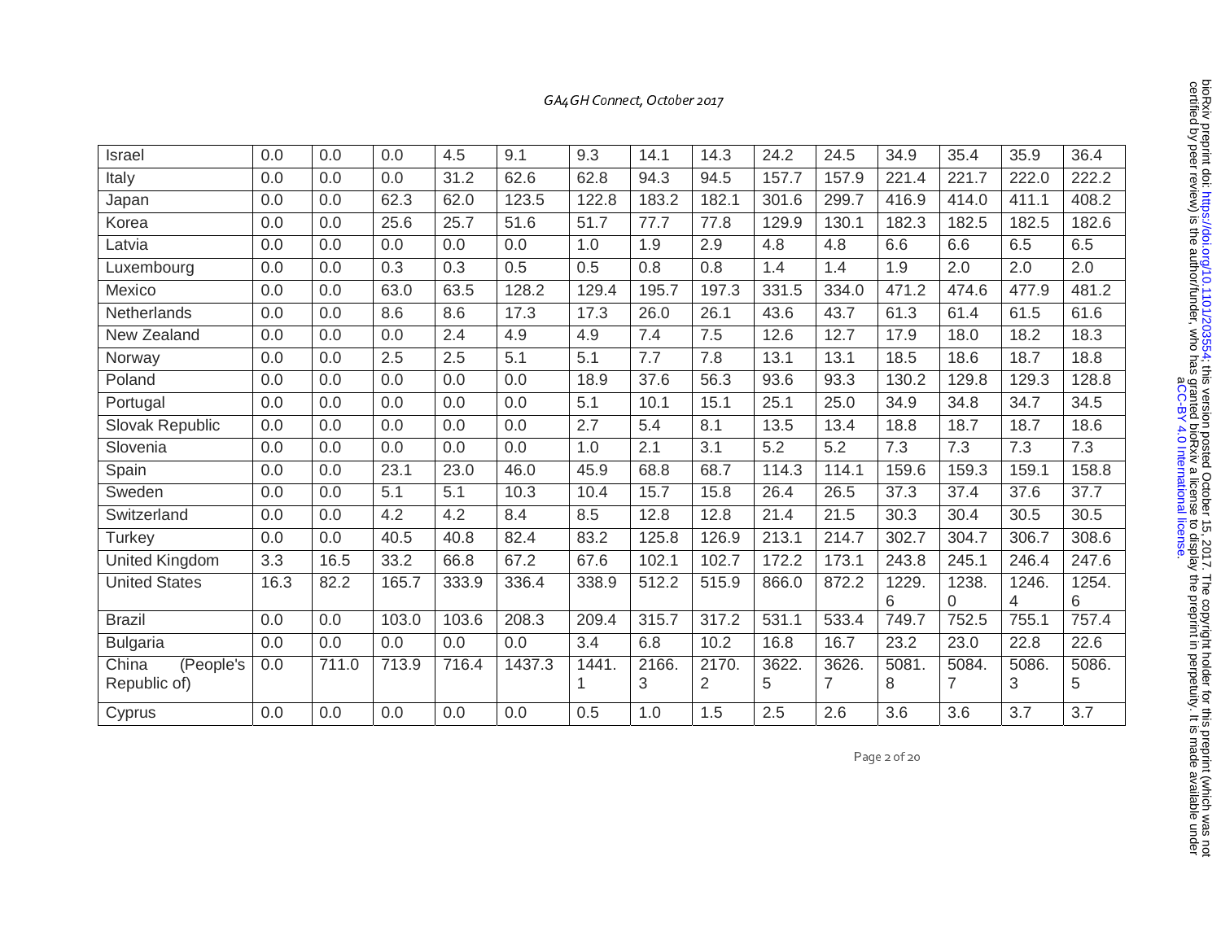| | | | | | | | | | | | | | | |
|---|---|---|---|---|---|---|---|---|---|---|---|---|---|---|
| Israel | 0.0 | 0.0 | 0.0 | 4.5 | 9.1 | 9.3 | 14.1 | 14.3 | 24.2 | 24.5 | 34.9 | 35.4 | 35.9 | 36.4 |
| Italy | 0.0 | 0.0 | 0.0 | 31.2 | 62.6 | 62.8 | 94.3 | 94.5 | 157.7 | 157.9 | 221.4 | 221.7 | 222.0 | 222.2 |
| Japan | 0.0 | 0.0 | 62.3 | 62.0 | 123.5 | 122.8 | 183.2 | 182.1 | 301.6 | 299.7 | 416.9 | 414.0 | 411.1 | 408.2 |
| Korea | 0.0 | 0.0 | 25.6 | 25.7 | 51.6 | 51.7 | 77.7 | 77.8 | 129.9 | 130.1 | 182.3 | 182.5 | 182.5 | 182.6 |
| Latvia | 0.0 | 0.0 | 0.0 | 0.0 | 0.0 | 1.0 | 1.9 | 2.9 | 4.8 | 4.8 | 6.6 | 6.6 | 6.5 | 6.5 |
| Luxembourg | 0.0 | 0.0 | 0.3 | 0.3 | 0.5 | 0.5 | 0.8 | 0.8 | 1.4 | 1.4 | 1.9 | 2.0 | 2.0 | 2.0 |
| Mexico | 0.0 | 0.0 | 63.0 | 63.5 | 128.2 | 129.4 | 195.7 | 197.3 | 331.5 | 334.0 | 471.2 | 474.6 | 477.9 | 481.2 |
| Netherlands | 0.0 | 0.0 | 8.6 | 8.6 | 17.3 | 17.3 | 26.0 | 26.1 | 43.6 | 43.7 | 61.3 | 61.4 | 61.5 | 61.6 |
| New Zealand | 0.0 | 0.0 | 0.0 | 2.4 | 4.9 | 4.9 | 7.4 | 7.5 | 12.6 | 12.7 | 17.9 | 18.0 | 18.2 | 18.3 |
| Norway | 0.0 | 0.0 | 2.5 | 2.5 | 5.1 | 5.1 | 7.7 | 7.8 | 13.1 | 13.1 | 18.5 | 18.6 | 18.7 | 18.8 |
| Poland | 0.0 | 0.0 | 0.0 | 0.0 | 0.0 | 18.9 | 37.6 | 56.3 | 93.6 | 93.3 | 130.2 | 129.8 | 129.3 | 128.8 |
| Portugal | 0.0 | 0.0 | 0.0 | 0.0 | 0.0 | 5.1 | 10.1 | 15.1 | 25.1 | 25.0 | 34.9 | 34.8 | 34.7 | 34.5 |
| Slovak Republic | 0.0 | 0.0 | 0.0 | 0.0 | 0.0 | 2.7 | 5.4 | 8.1 | 13.5 | 13.4 | 18.8 | 18.7 | 18.7 | 18.6 |
| Slovenia | 0.0 | 0.0 | 0.0 | 0.0 | 0.0 | 1.0 | 2.1 | 3.1 | 5.2 | 5.2 | 7.3 | 7.3 | 7.3 | 7.3 |
| Spain | 0.0 | 0.0 | 23.1 | 23.0 | 46.0 | 45.9 | 68.8 | 68.7 | 114.3 | 114.1 | 159.6 | 159.3 | 159.1 | 158.8 |
| Sweden | 0.0 | 0.0 | 5.1 | 5.1 | 10.3 | 10.4 | 15.7 | 15.8 | 26.4 | 26.5 | 37.3 | 37.4 | 37.6 | 37.7 |
| Switzerland | 0.0 | 0.0 | 4.2 | 4.2 | 8.4 | 8.5 | 12.8 | 12.8 | 21.4 | 21.5 | 30.3 | 30.4 | 30.5 | 30.5 |
| Turkey | 0.0 | 0.0 | 40.5 | 40.8 | 82.4 | 83.2 | 125.8 | 126.9 | 213.1 | 214.7 | 302.7 | 304.7 | 306.7 | 308.6 |
| United Kingdom | 3.3 | 16.5 | 33.2 | 66.8 | 67.2 | 67.6 | 102.1 | 102.7 | 172.2 | 173.1 | 243.8 | 245.1 | 246.4 | 247.6 |
| United States | 16.3 | 82.2 | 165.7 | 333.9 | 336.4 | 338.9 | 512.2 | 515.9 | 866.0 | 872.2 | 1229.6 | 1238.0 | 1246.4 | 1254.6 |
| Brazil | 0.0 | 0.0 | 103.0 | 103.6 | 208.3 | 209.4 | 315.7 | 317.2 | 531.1 | 533.4 | 749.7 | 752.5 | 755.1 | 757.4 |
| Bulgaria | 0.0 | 0.0 | 0.0 | 0.0 | 0.0 | 3.4 | 6.8 | 10.2 | 16.8 | 16.7 | 23.2 | 23.0 | 22.8 | 22.6 |
| China (People's Republic of) | 0.0 | 711.0 | 713.9 | 716.4 | 1437.3 | 1441.1 | 2166.3 | 2170.2 | 3622.5 | 3626.7 | 5081.8 | 5084.7 | 5086.3 | 5086.5 |
| Cyprus | 0.0 | 0.0 | 0.0 | 0.0 | 0.0 | 0.5 | 1.0 | 1.5 | 2.5 | 2.6 | 3.6 | 3.6 | 3.7 | 3.7 |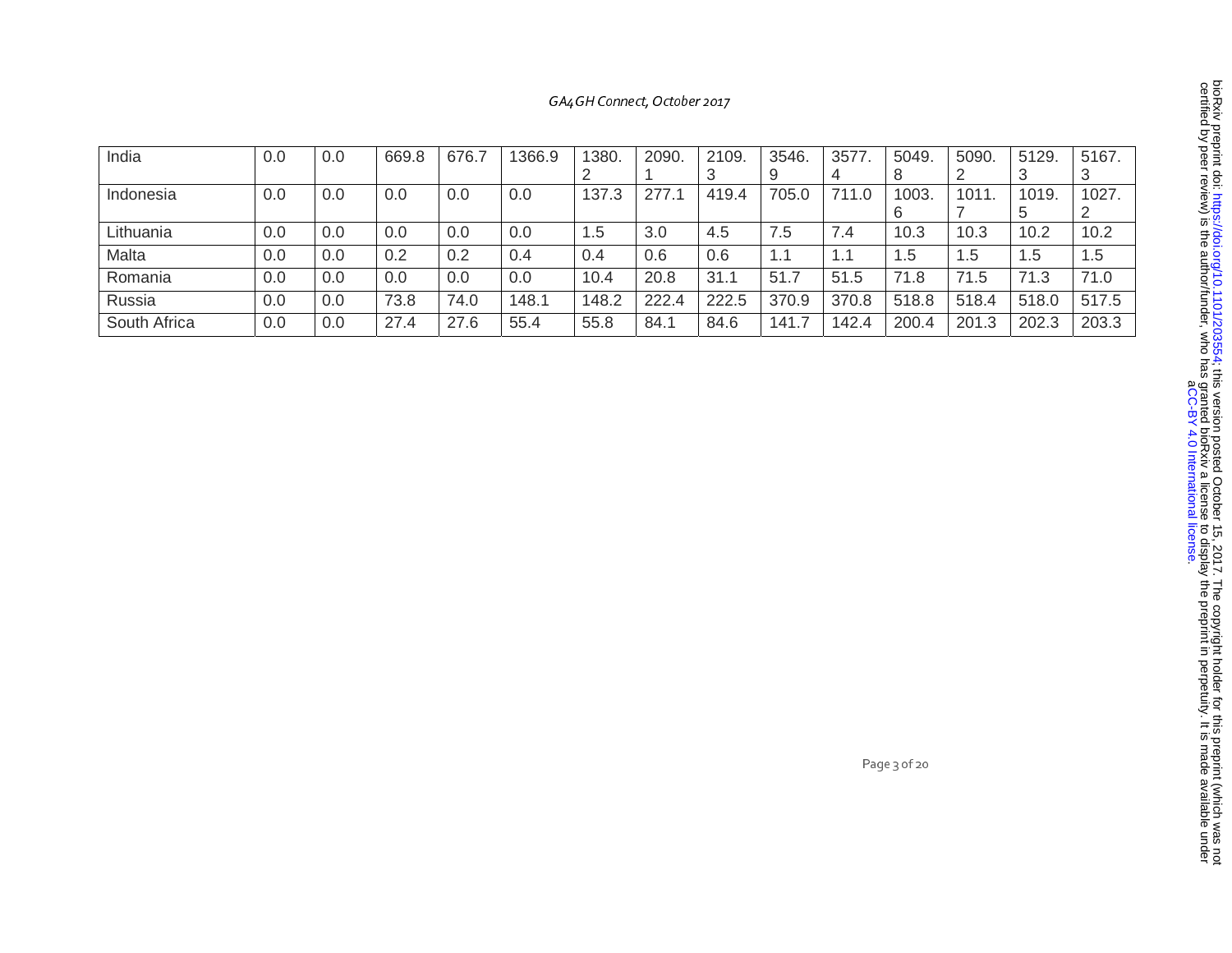| | | | | | | | | | | | | | | |
|---|---|---|---|---|---|---|---|---|---|---|---|---|---|---|
| India | 0.0 | 0.0 | 669.8 | 676.7 | 1366.9 | 1380.2 | 2090.1 | 2109.3 | 3546.9 | 3577.4 | 5049.8 | 5090.2 | 5129.3 | 5167.3 |
| Indonesia | 0.0 | 0.0 | 0.0 | 0.0 | 0.0 | 137.3 | 277.1 | 419.4 | 705.0 | 711.0 | 1003.6 | 1011.7 | 1019.5 | 1027.2 |
| Lithuania | 0.0 | 0.0 | 0.0 | 0.0 | 0.0 | 1.5 | 3.0 | 4.5 | 7.5 | 7.4 | 10.3 | 10.3 | 10.2 | 10.2 |
| Malta | 0.0 | 0.0 | 0.2 | 0.2 | 0.4 | 0.4 | 0.6 | 0.6 | 1.1 | 1.1 | 1.5 | 1.5 | 1.5 | 1.5 |
| Romania | 0.0 | 0.0 | 0.0 | 0.0 | 0.0 | 10.4 | 20.8 | 31.1 | 51.7 | 51.5 | 71.8 | 71.5 | 71.3 | 71.0 |
| Russia | 0.0 | 0.0 | 73.8 | 74.0 | 148.1 | 148.2 | 222.4 | 222.5 | 370.9 | 370.8 | 518.8 | 518.4 | 518.0 | 517.5 |
| South Africa | 0.0 | 0.0 | 27.4 | 27.6 | 55.4 | 55.8 | 84.1 | 84.6 | 141.7 | 142.4 | 200.4 | 201.3 | 202.3 | 203.3 |